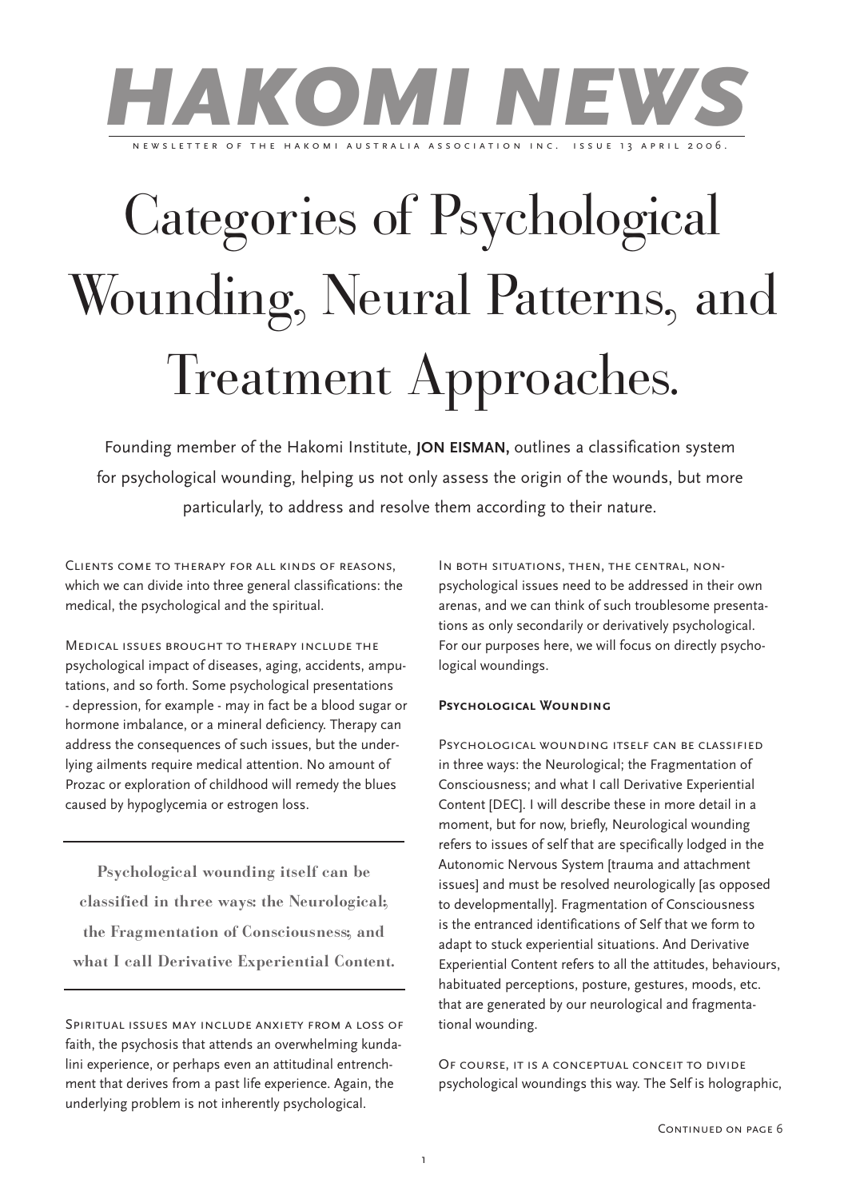# HAKOMI NEWS

NEWSLETTER OF THE HAKOMI AUSTRALIA ASSOCIATION INC. ISSUE 13 APRIL 2006.

# Categories of Psychological Wounding, Neural Patterns, and Treatment Approaches.

Founding member of the Hakomi Institute, **JON EISMAN,** outlines a classification system for psychological wounding, helping us not only assess the origin of the wounds, but more particularly, to address and resolve them according to their nature.

Clients come to therapy for all kinds of reasons, which we can divide into three general classifications: the medical, the psychological and the spiritual.

Medical issues brought to therapy include the psychological impact of diseases, aging, accidents, amputations, and so forth. Some psychological presentations - depression, for example - may in fact be a blood sugar or hormone imbalance, or a mineral deficiency. Therapy can address the consequences of such issues, but the underlying ailments require medical attention. No amount of Prozac or exploration of childhood will remedy the blues caused by hypoglycemia or estrogen loss.

> **Psychological wounding itself can be classified in three ways: the Neurological; the Fragmentation of Consciousness; and what I call Derivative Experiential Content.**

Spiritual issues may include anxiety from a loss of faith, the psychosis that attends an overwhelming kundalini experience, or perhaps even an attitudinal entrenchment that derives from a past life experience. Again, the underlying problem is not inherently psychological.

In both situations, then, the central, non-psychological issues need to be addressed in their own arenas, and we can think of such troublesome presentations as only secondarily or derivatively psychological. For our purposes here, we will focus on directly psychological woundings.

### Psychological Wounding

Psychological wounding itself can be classified in three ways: the Neurological; the Fragmentation of Consciousness; and what I call Derivative Experiential Content [DEC]. I will describe these in more detail in a moment, but for now, briefly, Neurological wounding refers to issues of self that are specifically lodged in the Autonomic Nervous System [trauma and attachment issues] and must be resolved neurologically [as opposed to developmentally]. Fragmentation of Consciousness is the entranced identifications of Self that we form to adapt to stuck experiential situations. And Derivative Experiential Content refers to all the attitudes, behaviours, habituated perceptions, posture, gestures, moods, etc. that are generated by our neurological and fragmentational wounding.

Of course, it is a conceptual conceit to divide psychological woundings this way. The Self is holographic,

Continued on page 6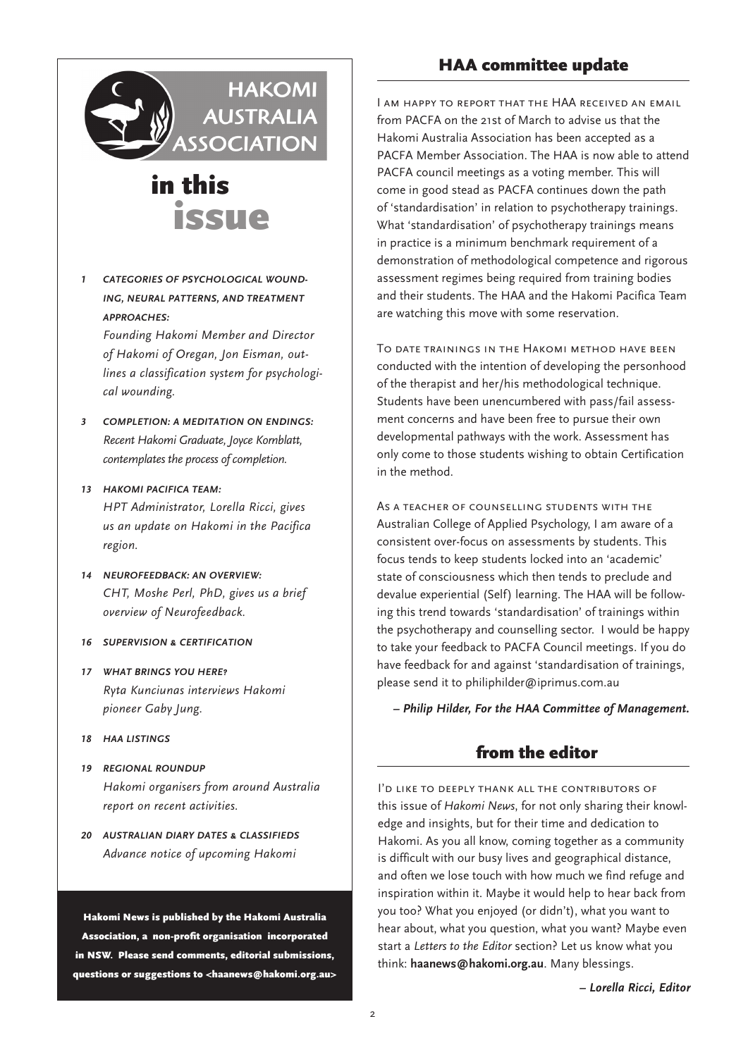HAKOMI AUSTRALIA ASSOCIATION

# in this issue

- **1 CATEGORIES OF PSYCHOLOGICAL WOUNDING, NEURAL PATTERNS, AND TREATMENT APPROACHES:**
  *Founding Hakomi Member and Director of Hakomi of Oregan, Jon Eisman, outlines a classification system for psychological wounding.*
- **3 COMPLETION: A MEDITATION ON ENDINGS:**
  *Recent Hakomi Graduate, Joyce Kornblatt, contemplates the process of completion.*
- **13 HAKOMI PACIFICA TEAM:**
  *HPT Administrator, Lorella Ricci, gives us an update on Hakomi in the Pacifica region.*
- **14 NEUROFEEDBACK: AN OVERVIEW:**
  *CHT, Moshe Perl, PhD, gives us a brief overview of Neurofeedback.*
- **16 SUPERVISION & CERTIFICATION**
- **17 WHAT BRINGS YOU HERE?**
  *Ryta Kunciunas interviews Hakomi pioneer Gaby Jung.*
- **18 HAA LISTINGS**
- **19 REGIONAL ROUNDUP**
  *Hakomi organisers from around Australia report on recent activities.*
- **20 AUSTRALIAN DIARY DATES & CLASSIFIEDS**
  *Advance notice of upcoming Hakomi*

**Hakomi News is published by the Hakomi Australia Association, a non-profit organisation incorporated in NSW. Please send comments, editorial submissions, questions or suggestions to <haanews@hakomi.org.au>**

## HAA committee update

I am happy to report that the HAA received an email from PACFA on the 21st of March to advise us that the Hakomi Australia Association has been accepted as a PACFA Member Association. The HAA is now able to attend PACFA council meetings as a voting member. This will come in good stead as PACFA continues down the path of 'standardisation' in relation to psychotherapy trainings. What 'standardisation' of psychotherapy trainings means in practice is a minimum benchmark requirement of a demonstration of methodological competence and rigorous assessment regimes being required from training bodies and their students. The HAA and the Hakomi Pacifica Team are watching this move with some reservation.

To date trainings in the Hakomi method have been conducted with the intention of developing the personhood of the therapist and her/his methodological technique. Students have been unencumbered with pass/fail assessment concerns and have been free to pursue their own developmental pathways with the work. Assessment has only come to those students wishing to obtain Certification in the method.

As a teacher of counselling students with the Australian College of Applied Psychology, I am aware of a consistent over-focus on assessments by students. This focus tends to keep students locked into an 'academic' state of consciousness which then tends to preclude and devalue experiential (Self) learning. The HAA will be following this trend towards 'standardisation' of trainings within the psychotherapy and counselling sector. I would be happy to take your feedback to PACFA Council meetings. If you do have feedback for and against 'standardisation of trainings, please send it to philiphilder@iprimus.com.au

***– Philip Hilder, For the HAA Committee of Management.***

## from the editor

I'd like to deeply thank all the contributors of this issue of *Hakomi News*, for not only sharing their knowledge and insights, but for their time and dedication to Hakomi. As you all know, coming together as a community is difficult with our busy lives and geographical distance, and often we lose touch with how much we find refuge and inspiration within it. Maybe it would help to hear back from you too? What you enjoyed (or didn't), what you want to hear about, what you question, what you want? Maybe even start a *Letters to the Editor* section? Let us know what you think: **haanews@hakomi.org.au**. Many blessings.

***– Lorella Ricci, Editor***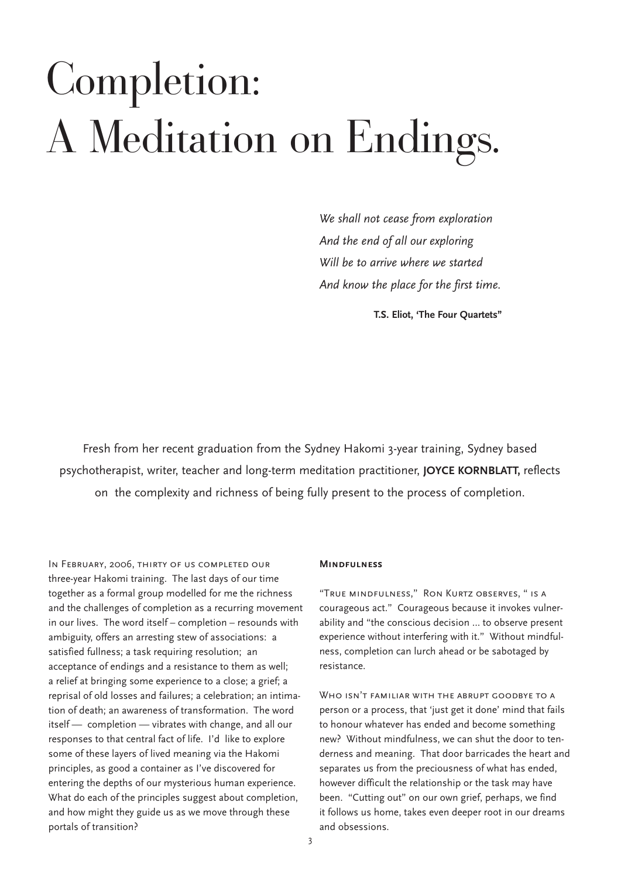# Completion: A Meditation on Endings.

*We shall not cease from exploration*
*And the end of all our exploring*
*Will be to arrive where we started*
*And know the place for the first time.*

**T.S. Eliot, 'The Four Quartets"**

Fresh from her recent graduation from the Sydney Hakomi 3-year training, Sydney based psychotherapist, writer, teacher and long-term meditation practitioner, **JOYCE KORNBLATT,** reflects on the complexity and richness of being fully present to the process of completion.

In February, 2006, thirty of us completed our three-year Hakomi training. The last days of our time together as a formal group modelled for me the richness and the challenges of completion as a recurring movement in our lives. The word itself – completion – resounds with ambiguity, offers an arresting stew of associations: a satisfied fullness; a task requiring resolution; an acceptance of endings and a resistance to them as well; a relief at bringing some experience to a close; a grief; a reprisal of old losses and failures; a celebration; an intimation of death; an awareness of transformation. The word itself — completion — vibrates with change, and all our responses to that central fact of life. I'd like to explore some of these layers of lived meaning via the Hakomi principles, as good a container as I've discovered for entering the depths of our mysterious human experience. What do each of the principles suggest about completion, and how might they guide us as we move through these portals of transition?

#### Mindfulness

"True mindfulness," Ron Kurtz observes, " is a courageous act." Courageous because it invokes vulnerability and "the conscious decision ... to observe present experience without interfering with it." Without mindfulness, completion can lurch ahead or be sabotaged by resistance.

Who isn't familiar with the abrupt goodbye to a person or a process, that 'just get it done' mind that fails to honour whatever has ended and become something new? Without mindfulness, we can shut the door to tenderness and meaning. That door barricades the heart and separates us from the preciousness of what has ended, however difficult the relationship or the task may have been. "Cutting out" on our own grief, perhaps, we find it follows us home, takes even deeper root in our dreams and obsessions.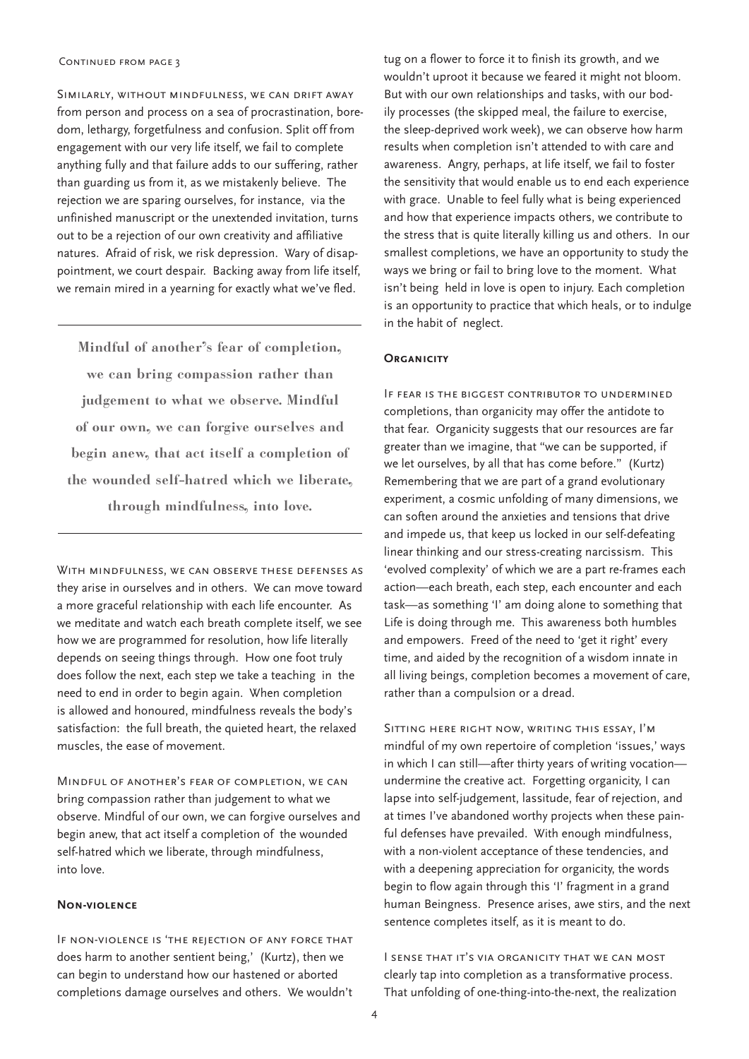Continued from page 3

Similarly, without mindfulness, we can drift away from person and process on a sea of procrastination, boredom, lethargy, forgetfulness and confusion. Split off from engagement with our very life itself, we fail to complete anything fully and that failure adds to our suffering, rather than guarding us from it, as we mistakenly believe. The rejection we are sparing ourselves, for instance, via the unfinished manuscript or the unextended invitation, turns out to be a rejection of our own creativity and affiliative natures. Afraid of risk, we risk depression. Wary of disappointment, we court despair. Backing away from life itself, we remain mired in a yearning for exactly what we've fled.

> **Mindful of another's fear of completion, we can bring compassion rather than judgement to what we observe. Mindful of our own, we can forgive ourselves and begin anew, that act itself a completion of the wounded self-hatred which we liberate, through mindfulness, into love.**

With mindfulness, we can observe these defenses as they arise in ourselves and in others. We can move toward a more graceful relationship with each life encounter. As we meditate and watch each breath complete itself, we see how we are programmed for resolution, how life literally depends on seeing things through. How one foot truly does follow the next, each step we take a teaching in the need to end in order to begin again. When completion is allowed and honoured, mindfulness reveals the body's satisfaction: the full breath, the quieted heart, the relaxed muscles, the ease of movement.

Mindful of another's fear of completion, we can bring compassion rather than judgement to what we observe. Mindful of our own, we can forgive ourselves and begin anew, that act itself a completion of the wounded self-hatred which we liberate, through mindfulness, into love.

### Non-violence

If non-violence is 'the rejection of any force that does harm to another sentient being,' (Kurtz), then we can begin to understand how our hastened or aborted completions damage ourselves and others. We wouldn't tug on a flower to force it to finish its growth, and we wouldn't uproot it because we feared it might not bloom. But with our own relationships and tasks, with our bodily processes (the skipped meal, the failure to exercise, the sleep-deprived work week), we can observe how harm results when completion isn't attended to with care and awareness. Angry, perhaps, at life itself, we fail to foster the sensitivity that would enable us to end each experience with grace. Unable to feel fully what is being experienced and how that experience impacts others, we contribute to the stress that is quite literally killing us and others. In our smallest completions, we have an opportunity to study the ways we bring or fail to bring love to the moment. What isn't being held in love is open to injury. Each completion is an opportunity to practice that which heals, or to indulge in the habit of neglect.

### Organicity

If fear is the biggest contributor to undermined completions, than organicity may offer the antidote to that fear. Organicity suggests that our resources are far greater than we imagine, that "we can be supported, if we let ourselves, by all that has come before." (Kurtz) Remembering that we are part of a grand evolutionary experiment, a cosmic unfolding of many dimensions, we can soften around the anxieties and tensions that drive and impede us, that keep us locked in our self-defeating linear thinking and our stress-creating narcissism. This 'evolved complexity' of which we are a part re-frames each action—each breath, each step, each encounter and each task—as something 'I' am doing alone to something that Life is doing through me. This awareness both humbles and empowers. Freed of the need to 'get it right' every time, and aided by the recognition of a wisdom innate in all living beings, completion becomes a movement of care, rather than a compulsion or a dread.

Sitting here right now, writing this essay, I'm mindful of my own repertoire of completion 'issues,' ways in which I can still—after thirty years of writing vocation—undermine the creative act. Forgetting organicity, I can lapse into self-judgement, lassitude, fear of rejection, and at times I've abandoned worthy projects when these painful defenses have prevailed. With enough mindfulness, with a non-violent acceptance of these tendencies, and with a deepening appreciation for organicity, the words begin to flow again through this 'I' fragment in a grand human Beingness. Presence arises, awe stirs, and the next sentence completes itself, as it is meant to do.

I sense that it's via organicity that we can most clearly tap into completion as a transformative process. That unfolding of one-thing-into-the-next, the realization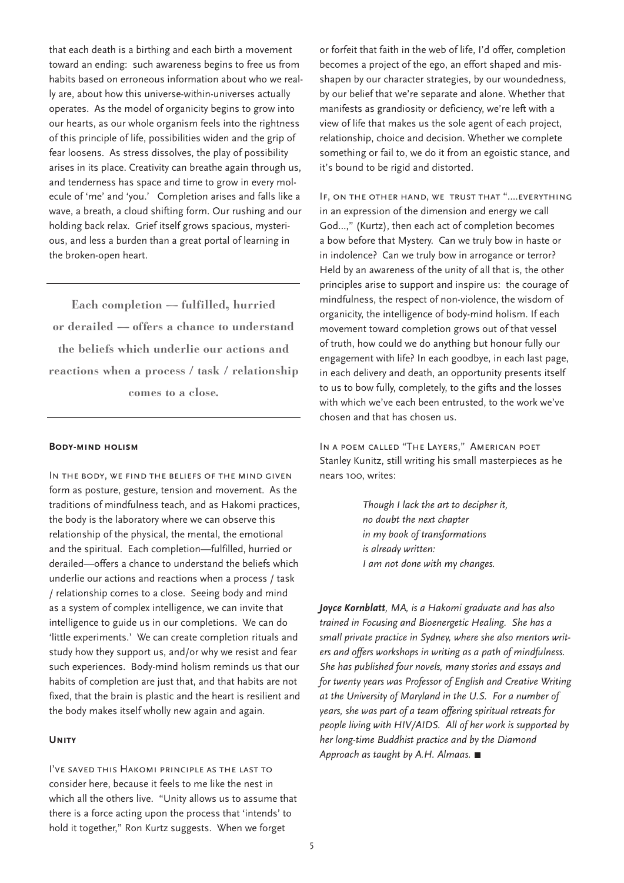that each death is a birthing and each birth a movement toward an ending: such awareness begins to free us from habits based on erroneous information about who we really are, about how this universe-within-universes actually operates. As the model of organicity begins to grow into our hearts, as our whole organism feels into the rightness of this principle of life, possibilities widen and the grip of fear loosens. As stress dissolves, the play of possibility arises in its place. Creativity can breathe again through us, and tenderness has space and time to grow in every molecule of 'me' and 'you.' Completion arises and falls like a wave, a breath, a cloud shifting form. Our rushing and our holding back relax. Grief itself grows spacious, mysterious, and less a burden than a great portal of learning in the broken-open heart.

---

**Each completion — fulfilled, hurried or derailed — offers a chance to understand the beliefs which underlie our actions and reactions when a process / task / relationship comes to a close.**

---

### Body-mind holism

In the body, we find the beliefs of the mind given form as posture, gesture, tension and movement. As the traditions of mindfulness teach, and as Hakomi practices, the body is the laboratory where we can observe this relationship of the physical, the mental, the emotional and the spiritual. Each completion—fulfilled, hurried or derailed—offers a chance to understand the beliefs which underlie our actions and reactions when a process / task / relationship comes to a close. Seeing body and mind as a system of complex intelligence, we can invite that intelligence to guide us in our completions. We can do 'little experiments.' We can create completion rituals and study how they support us, and/or why we resist and fear such experiences. Body-mind holism reminds us that our habits of completion are just that, and that habits are not fixed, that the brain is plastic and the heart is resilient and the body makes itself wholly new again and again.

### Unity

I've saved this Hakomi principle as the last to consider here, because it feels to me like the nest in which all the others live. "Unity allows us to assume that there is a force acting upon the process that 'intends' to hold it together," Ron Kurtz suggests. When we forget or forfeit that faith in the web of life, I'd offer, completion becomes a project of the ego, an effort shaped and misshapen by our character strategies, by our woundedness, by our belief that we're separate and alone. Whether that manifests as grandiosity or deficiency, we're left with a view of life that makes us the sole agent of each project, relationship, choice and decision. Whether we complete something or fail to, we do it from an egoistic stance, and it's bound to be rigid and distorted.

If, on the other hand, we trust that "....everything in an expression of the dimension and energy we call God...," (Kurtz), then each act of completion becomes a bow before that Mystery. Can we truly bow in haste or in indolence? Can we truly bow in arrogance or terror? Held by an awareness of the unity of all that is, the other principles arise to support and inspire us: the courage of mindfulness, the respect of non-violence, the wisdom of organicity, the intelligence of body-mind holism. If each movement toward completion grows out of that vessel of truth, how could we do anything but honour fully our engagement with life? In each goodbye, in each last page, in each delivery and death, an opportunity presents itself to us to bow fully, completely, to the gifts and the losses with which we've each been entrusted, to the work we've chosen and that has chosen us.

In a poem called "The Layers," American poet Stanley Kunitz, still writing his small masterpieces as he nears 100, writes:

> *Though I lack the art to decipher it,*
> *no doubt the next chapter*
> *in my book of transformations*
> *is already written:*
> *I am not done with my changes.*

***Joyce Kornblatt****, MA, is a Hakomi graduate and has also trained in Focusing and Bioenergetic Healing. She has a small private practice in Sydney, where she also mentors writers and offers workshops in writing as a path of mindfulness. She has published four novels, many stories and essays and for twenty years was Professor of English and Creative Writing at the University of Maryland in the U.S. For a number of years, she was part of a team offering spiritual retreats for people living with HIV/AIDS. All of her work is supported by her long-time Buddhist practice and by the Diamond Approach as taught by A.H. Almaas.* ■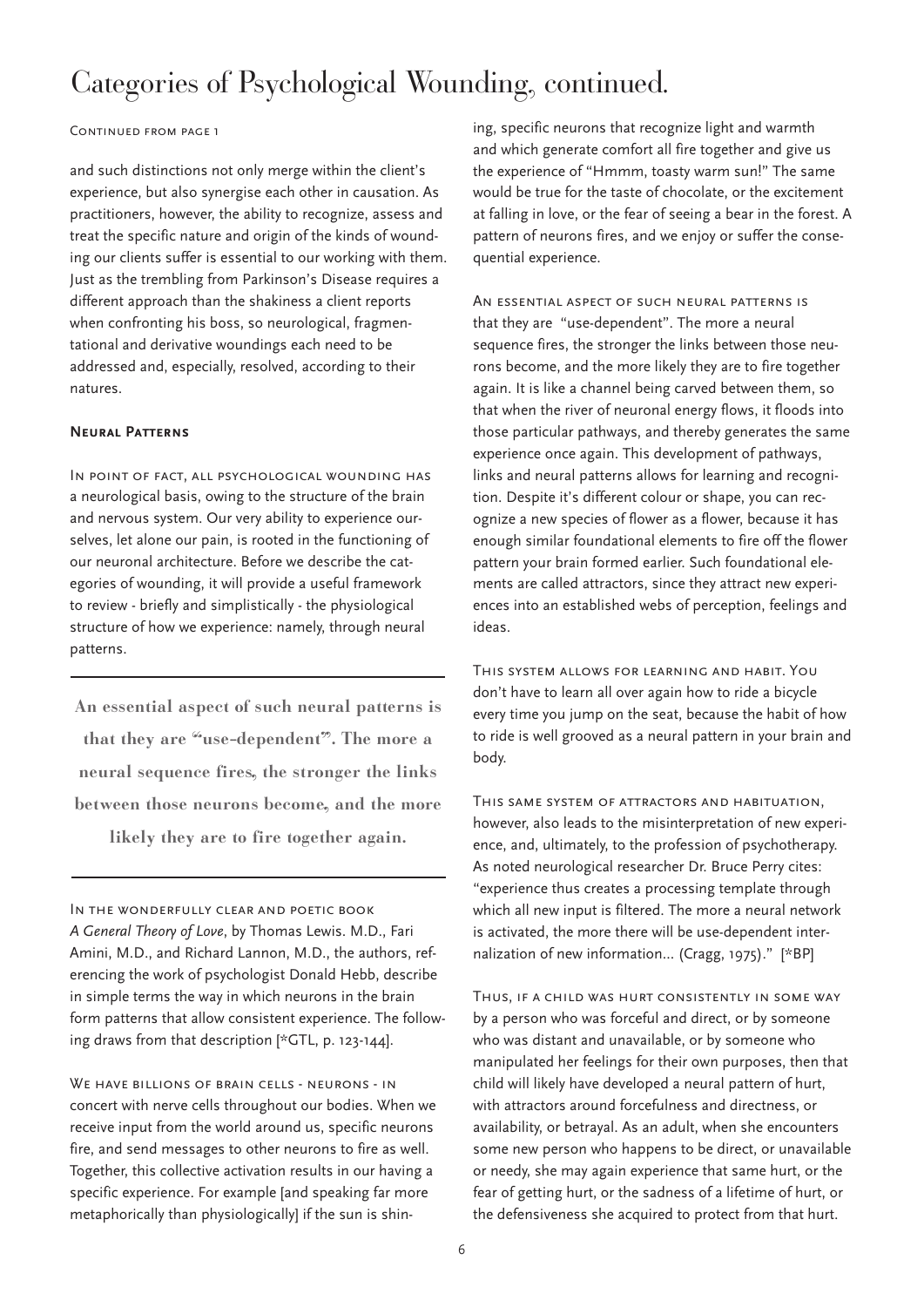# Categories of Psychological Wounding, continued.

Continued from page 1

and such distinctions not only merge within the client's experience, but also synergise each other in causation. As practitioners, however, the ability to recognize, assess and treat the specific nature and origin of the kinds of wounding our clients suffer is essential to our working with them. Just as the trembling from Parkinson's Disease requires a different approach than the shakiness a client reports when confronting his boss, so neurological, fragmentational and derivative woundings each need to be addressed and, especially, resolved, according to their natures.

### Neural Patterns

In point of fact, all psychological wounding has a neurological basis, owing to the structure of the brain and nervous system. Our very ability to experience ourselves, let alone our pain, is rooted in the functioning of our neuronal architecture. Before we describe the categories of wounding, it will provide a useful framework to review - briefly and simplistically - the physiological structure of how we experience: namely, through neural patterns.

> **An essential aspect of such neural patterns is that they are "use-dependent". The more a neural sequence fires, the stronger the links between those neurons become, and the more likely they are to fire together again.**

In the wonderfully clear and poetic book *A General Theory of Love*, by Thomas Lewis. M.D., Fari Amini, M.D., and Richard Lannon, M.D., the authors, referencing the work of psychologist Donald Hebb, describe in simple terms the way in which neurons in the brain form patterns that allow consistent experience. The following draws from that description [*GTL, p. 123-144].

We have billions of brain cells - neurons - in concert with nerve cells throughout our bodies. When we receive input from the world around us, specific neurons fire, and send messages to other neurons to fire as well. Together, this collective activation results in our having a specific experience. For example [and speaking far more metaphorically than physiologically] if the sun is shining, specific neurons that recognize light and warmth and which generate comfort all fire together and give us the experience of "Hmmm, toasty warm sun!" The same would be true for the taste of chocolate, or the excitement at falling in love, or the fear of seeing a bear in the forest. A pattern of neurons fires, and we enjoy or suffer the consequential experience.

An essential aspect of such neural patterns is that they are "use-dependent". The more a neural sequence fires, the stronger the links between those neurons become, and the more likely they are to fire together again. It is like a channel being carved between them, so that when the river of neuronal energy flows, it floods into those particular pathways, and thereby generates the same experience once again. This development of pathways, links and neural patterns allows for learning and recognition. Despite it's different colour or shape, you can recognize a new species of flower as a flower, because it has enough similar foundational elements to fire off the flower pattern your brain formed earlier. Such foundational elements are called attractors, since they attract new experiences into an established webs of perception, feelings and ideas.

This system allows for learning and habit. You don't have to learn all over again how to ride a bicycle every time you jump on the seat, because the habit of how to ride is well grooved as a neural pattern in your brain and body.

This same system of attractors and habituation, however, also leads to the misinterpretation of new experience, and, ultimately, to the profession of psychotherapy. As noted neurological researcher Dr. Bruce Perry cites: "experience thus creates a processing template through which all new input is filtered. The more a neural network is activated, the more there will be use-dependent internalization of new information... (Cragg, 1975)." [*BP]

Thus, if a child was hurt consistently in some way by a person who was forceful and direct, or by someone who was distant and unavailable, or by someone who manipulated her feelings for their own purposes, then that child will likely have developed a neural pattern of hurt, with attractors around forcefulness and directness, or availability, or betrayal. As an adult, when she encounters some new person who happens to be direct, or unavailable or needy, she may again experience that same hurt, or the fear of getting hurt, or the sadness of a lifetime of hurt, or the defensiveness she acquired to protect from that hurt.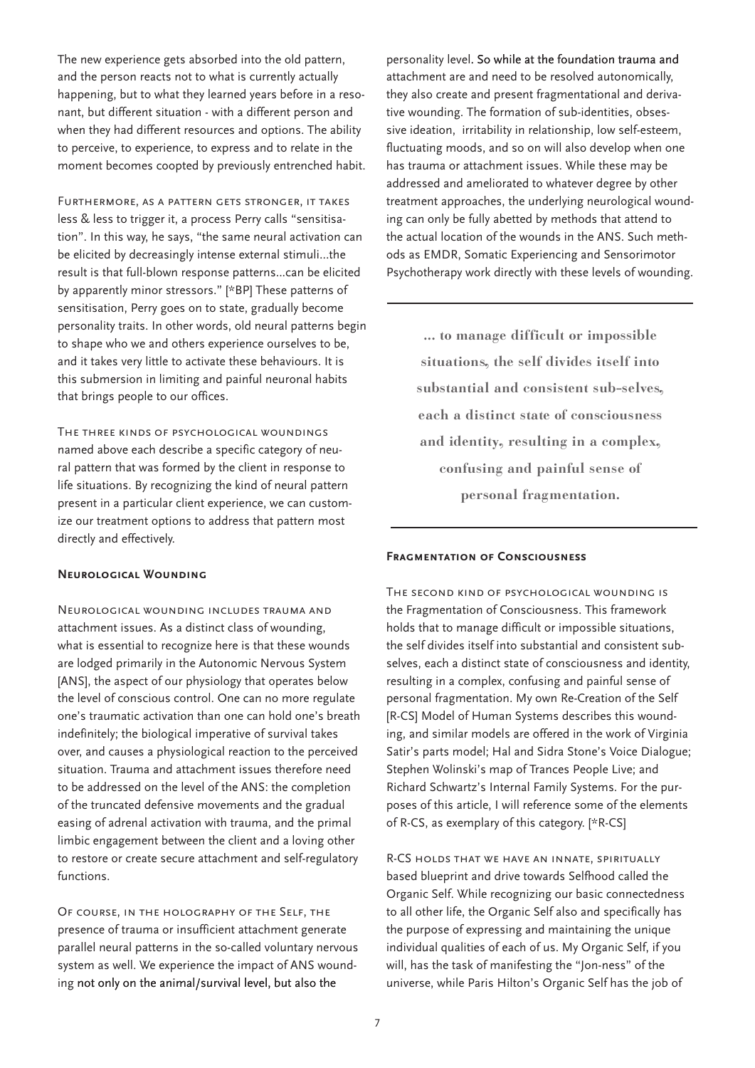The new experience gets absorbed into the old pattern, and the person reacts not to what is currently actually happening, but to what they learned years before in a resonant, but different situation - with a different person and when they had different resources and options. The ability to perceive, to experience, to express and to relate in the moment becomes coopted by previously entrenched habit.

Furthermore, as a pattern gets stronger, it takes less & less to trigger it, a process Perry calls "sensitisation". In this way, he says, "the same neural activation can be elicited by decreasingly intense external stimuli...the result is that full-blown response patterns...can be elicited by apparently minor stressors." [*BP] These patterns of sensitisation, Perry goes on to state, gradually become personality traits. In other words, old neural patterns begin to shape who we and others experience ourselves to be, and it takes very little to activate these behaviours. It is this submersion in limiting and painful neuronal habits that brings people to our offices.

The three kinds of psychological woundings named above each describe a specific category of neural pattern that was formed by the client in response to life situations. By recognizing the kind of neural pattern present in a particular client experience, we can customize our treatment options to address that pattern most directly and effectively.

## Neurological Wounding

Neurological wounding includes trauma and attachment issues. As a distinct class of wounding, what is essential to recognize here is that these wounds are lodged primarily in the Autonomic Nervous System [ANS], the aspect of our physiology that operates below the level of conscious control. One can no more regulate one's traumatic activation than one can hold one's breath indefinitely; the biological imperative of survival takes over, and causes a physiological reaction to the perceived situation. Trauma and attachment issues therefore need to be addressed on the level of the ANS: the completion of the truncated defensive movements and the gradual easing of adrenal activation with trauma, and the primal limbic engagement between the client and a loving other to restore or create secure attachment and self-regulatory functions.

Of course, in the holography of the Self, the presence of trauma or insufficient attachment generate parallel neural patterns in the so-called voluntary nervous system as well. We experience the impact of ANS wounding not only on the animal/survival level, but also the personality level. So while at the foundation trauma and attachment are and need to be resolved autonomically, they also create and present fragmentational and derivative wounding. The formation of sub-identities, obsessive ideation, irritability in relationship, low self-esteem, fluctuating moods, and so on will also develop when one has trauma or attachment issues. While these may be addressed and ameliorated to whatever degree by other treatment approaches, the underlying neurological wounding can only be fully abetted by methods that attend to the actual location of the wounds in the ANS. Such methods as EMDR, Somatic Experiencing and Sensorimotor Psychotherapy work directly with these levels of wounding.

> **... to manage difficult or impossible situations, the self divides itself into substantial and consistent sub-selves, each a distinct state of consciousness and identity, resulting in a complex, confusing and painful sense of personal fragmentation.**

## Fragmentation of Consciousness

The second kind of psychological wounding is the Fragmentation of Consciousness. This framework holds that to manage difficult or impossible situations, the self divides itself into substantial and consistent sub-selves, each a distinct state of consciousness and identity, resulting in a complex, confusing and painful sense of personal fragmentation. My own Re-Creation of the Self [R-CS] Model of Human Systems describes this wounding, and similar models are offered in the work of Virginia Satir's parts model; Hal and Sidra Stone's Voice Dialogue; Stephen Wolinski's map of Trances People Live; and Richard Schwartz's Internal Family Systems. For the purposes of this article, I will reference some of the elements of R-CS, as exemplary of this category. [*R-CS]

R-CS holds that we have an innate, spiritually based blueprint and drive towards Selfhood called the Organic Self. While recognizing our basic connectedness to all other life, the Organic Self also and specifically has the purpose of expressing and maintaining the unique individual qualities of each of us. My Organic Self, if you will, has the task of manifesting the "Jon-ness" of the universe, while Paris Hilton's Organic Self has the job of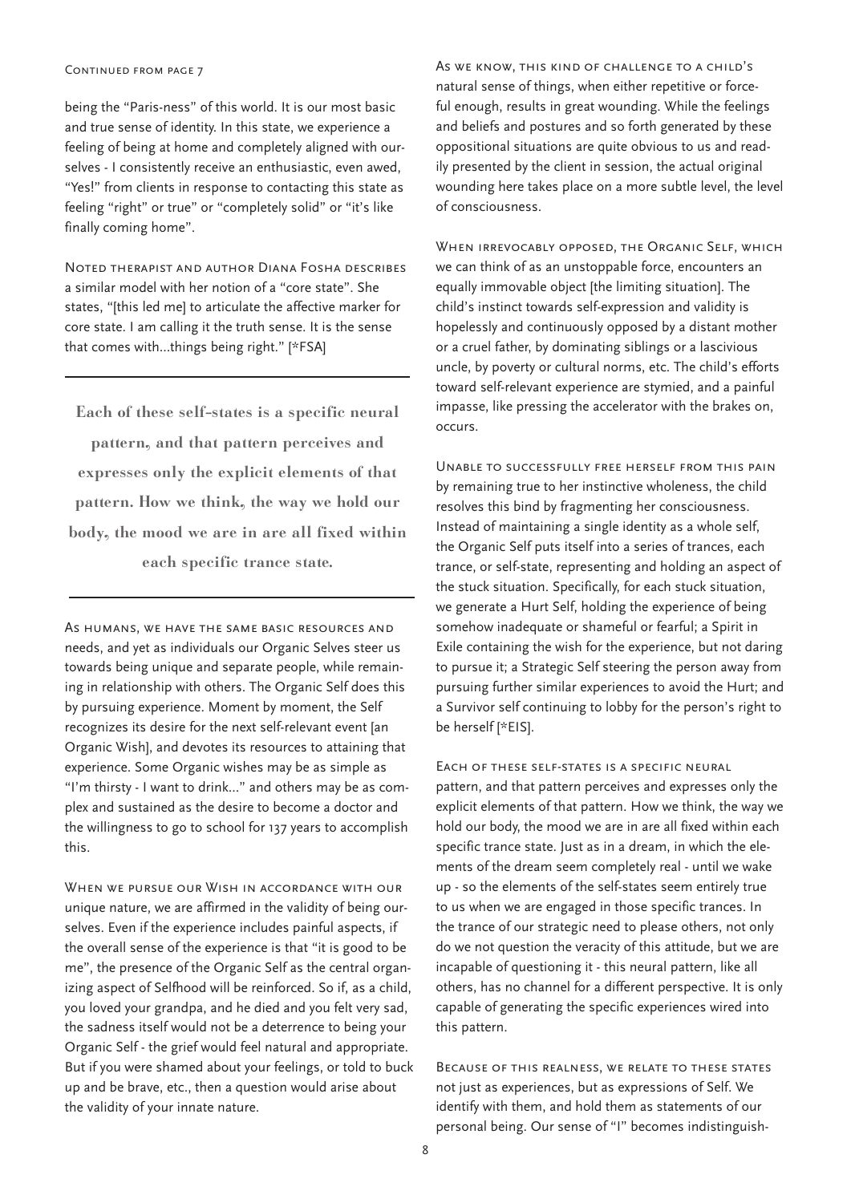Continued from page 7

being the "Paris-ness" of this world. It is our most basic and true sense of identity. In this state, we experience a feeling of being at home and completely aligned with ourselves - I consistently receive an enthusiastic, even awed, "Yes!" from clients in response to contacting this state as feeling "right" or true" or "completely solid" or "it's like finally coming home".

Noted therapist and author Diana Fosha describes a similar model with her notion of a "core state". She states, "[this led me] to articulate the affective marker for core state. I am calling it the truth sense. It is the sense that comes with...things being right." [*FSA]

---

**Each of these self-states is a specific neural pattern, and that pattern perceives and expresses only the explicit elements of that pattern. How we think, the way we hold our body, the mood we are in are all fixed within each specific trance state.**

---

As humans, we have the same basic resources and needs, and yet as individuals our Organic Selves steer us towards being unique and separate people, while remaining in relationship with others. The Organic Self does this by pursuing experience. Moment by moment, the Self recognizes its desire for the next self-relevant event [an Organic Wish], and devotes its resources to attaining that experience. Some Organic wishes may be as simple as "I'm thirsty - I want to drink..." and others may be as complex and sustained as the desire to become a doctor and the willingness to go to school for 137 years to accomplish this.

When we pursue our Wish in accordance with our unique nature, we are affirmed in the validity of being ourselves. Even if the experience includes painful aspects, if the overall sense of the experience is that "it is good to be me", the presence of the Organic Self as the central organizing aspect of Selfhood will be reinforced. So if, as a child, you loved your grandpa, and he died and you felt very sad, the sadness itself would not be a deterrence to being your Organic Self - the grief would feel natural and appropriate. But if you were shamed about your feelings, or told to buck up and be brave, etc., then a question would arise about the validity of your innate nature.

As we know, this kind of challenge to a child's natural sense of things, when either repetitive or forceful enough, results in great wounding. While the feelings and beliefs and postures and so forth generated by these oppositional situations are quite obvious to us and readily presented by the client in session, the actual original wounding here takes place on a more subtle level, the level of consciousness.

When irrevocably opposed, the Organic Self, which we can think of as an unstoppable force, encounters an equally immovable object [the limiting situation]. The child's instinct towards self-expression and validity is hopelessly and continuously opposed by a distant mother or a cruel father, by dominating siblings or a lascivious uncle, by poverty or cultural norms, etc. The child's efforts toward self-relevant experience are stymied, and a painful impasse, like pressing the accelerator with the brakes on, occurs.

Unable to successfully free herself from this pain by remaining true to her instinctive wholeness, the child resolves this bind by fragmenting her consciousness. Instead of maintaining a single identity as a whole self, the Organic Self puts itself into a series of trances, each trance, or self-state, representing and holding an aspect of the stuck situation. Specifically, for each stuck situation, we generate a Hurt Self, holding the experience of being somehow inadequate or shameful or fearful; a Spirit in Exile containing the wish for the experience, but not daring to pursue it; a Strategic Self steering the person away from pursuing further similar experiences to avoid the Hurt; and a Survivor self continuing to lobby for the person's right to be herself [*EIS].

Each of these self-states is a specific neural pattern, and that pattern perceives and expresses only the explicit elements of that pattern. How we think, the way we hold our body, the mood we are in are all fixed within each specific trance state. Just as in a dream, in which the elements of the dream seem completely real - until we wake up - so the elements of the self-states seem entirely true to us when we are engaged in those specific trances. In the trance of our strategic need to please others, not only do we not question the veracity of this attitude, but we are incapable of questioning it - this neural pattern, like all others, has no channel for a different perspective. It is only capable of generating the specific experiences wired into this pattern.

Because of this realness, we relate to these states not just as experiences, but as expressions of Self. We identify with them, and hold them as statements of our personal being. Our sense of "I" becomes indistinguish-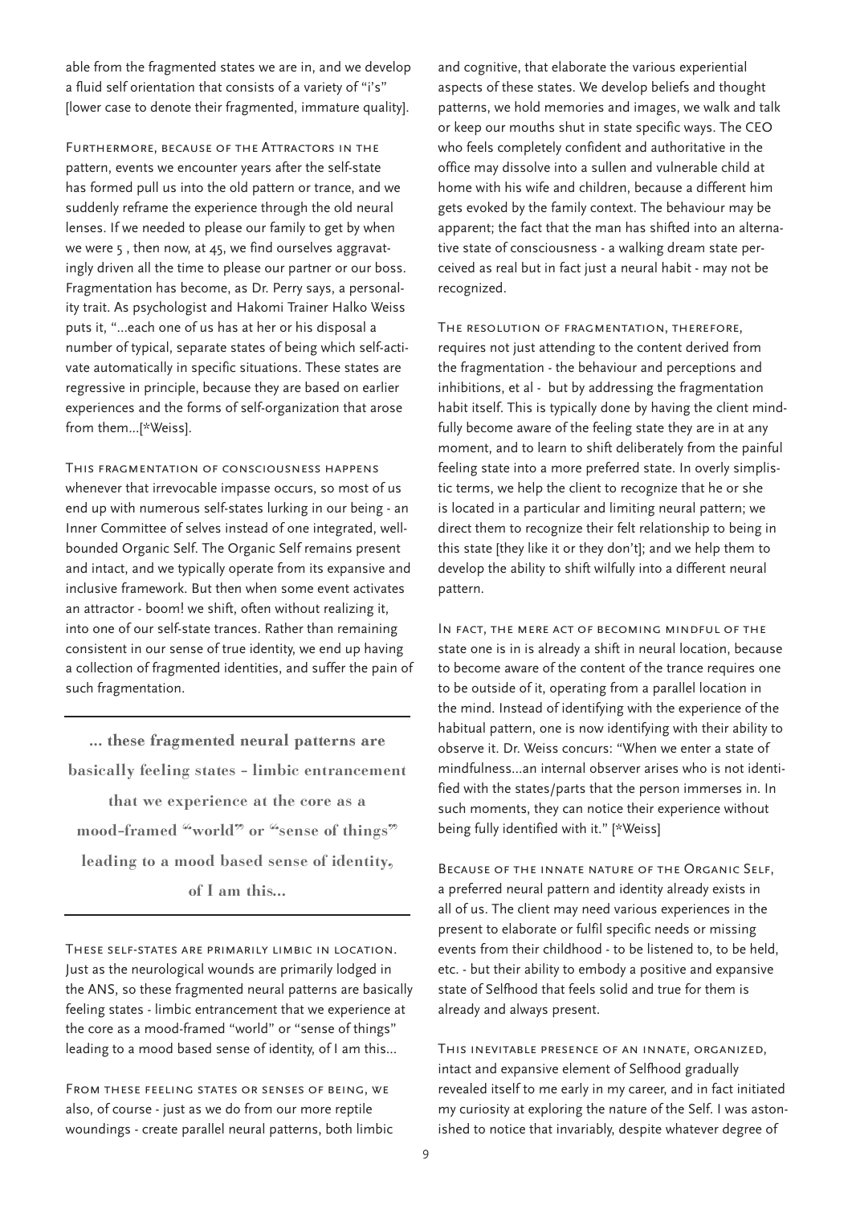able from the fragmented states we are in, and we develop a fluid self orientation that consists of a variety of "i's" [lower case to denote their fragmented, immature quality].

Furthermore, because of the Attractors in the pattern, events we encounter years after the self-state has formed pull us into the old pattern or trance, and we suddenly reframe the experience through the old neural lenses. If we needed to please our family to get by when we were 5 , then now, at 45, we find ourselves aggravatingly driven all the time to please our partner or our boss. Fragmentation has become, as Dr. Perry says, a personality trait. As psychologist and Hakomi Trainer Halko Weiss puts it, "...each one of us has at her or his disposal a number of typical, separate states of being which self-activate automatically in specific situations. These states are regressive in principle, because they are based on earlier experiences and the forms of self-organization that arose from them...[*Weiss].

This fragmentation of consciousness happens whenever that irrevocable impasse occurs, so most of us end up with numerous self-states lurking in our being - an Inner Committee of selves instead of one integrated, well-bounded Organic Self. The Organic Self remains present and intact, and we typically operate from its expansive and inclusive framework. But then when some event activates an attractor - boom! we shift, often without realizing it, into one of our self-state trances. Rather than remaining consistent in our sense of true identity, we end up having a collection of fragmented identities, and suffer the pain of such fragmentation.

---

**... these fragmented neural patterns are basically feeling states - limbic entrancement that we experience at the core as a mood-framed "world" or "sense of things" leading to a mood based sense of identity, of I am this...**

---

These self-states are primarily limbic in location. Just as the neurological wounds are primarily lodged in the ANS, so these fragmented neural patterns are basically feeling states - limbic entrancement that we experience at the core as a mood-framed "world" or "sense of things" leading to a mood based sense of identity, of I am this...

From these feeling states or senses of being, we also, of course - just as we do from our more reptile woundings - create parallel neural patterns, both limbic and cognitive, that elaborate the various experiential aspects of these states. We develop beliefs and thought patterns, we hold memories and images, we walk and talk or keep our mouths shut in state specific ways. The CEO who feels completely confident and authoritative in the office may dissolve into a sullen and vulnerable child at home with his wife and children, because a different him gets evoked by the family context. The behaviour may be apparent; the fact that the man has shifted into an alternative state of consciousness - a walking dream state perceived as real but in fact just a neural habit - may not be recognized.

The resolution of fragmentation, therefore, requires not just attending to the content derived from the fragmentation - the behaviour and perceptions and inhibitions, et al - but by addressing the fragmentation habit itself. This is typically done by having the client mindfully become aware of the feeling state they are in at any moment, and to learn to shift deliberately from the painful feeling state into a more preferred state. In overly simplistic terms, we help the client to recognize that he or she is located in a particular and limiting neural pattern; we direct them to recognize their felt relationship to being in this state [they like it or they don't]; and we help them to develop the ability to shift wilfully into a different neural pattern.

In fact, the mere act of becoming mindful of the state one is in is already a shift in neural location, because to become aware of the content of the trance requires one to be outside of it, operating from a parallel location in the mind. Instead of identifying with the experience of the habitual pattern, one is now identifying with their ability to observe it. Dr. Weiss concurs: "When we enter a state of mindfulness...an internal observer arises who is not identified with the states/parts that the person immerses in. In such moments, they can notice their experience without being fully identified with it." [*Weiss]

Because of the innate nature of the Organic Self, a preferred neural pattern and identity already exists in all of us. The client may need various experiences in the present to elaborate or fulfil specific needs or missing events from their childhood - to be listened to, to be held, etc. - but their ability to embody a positive and expansive state of Selfhood that feels solid and true for them is already and always present.

This inevitable presence of an innate, organized, intact and expansive element of Selfhood gradually revealed itself to me early in my career, and in fact initiated my curiosity at exploring the nature of the Self. I was astonished to notice that invariably, despite whatever degree of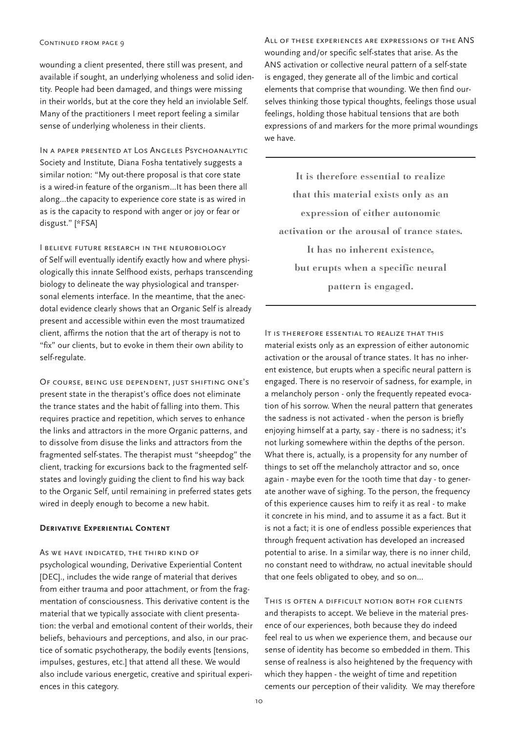wounding a client presented, there still was present, and available if sought, an underlying wholeness and solid identity. People had been damaged, and things were missing in their worlds, but at the core they held an inviolable Self. Many of the practitioners I meet report feeling a similar sense of underlying wholeness in their clients.

In a paper presented at Los Angeles Psychoanalytic Society and Institute, Diana Fosha tentatively suggests a similar notion: "My out-there proposal is that core state is a wired-in feature of the organism...It has been there all along...the capacity to experience core state is as wired in as is the capacity to respond with anger or joy or fear or disgust." [*FSA]

I believe future research in the neurobiology of Self will eventually identify exactly how and where physiologically this innate Selfhood exists, perhaps transcending biology to delineate the way physiological and transpersonal elements interface. In the meantime, that the anecdotal evidence clearly shows that an Organic Self is already present and accessible within even the most traumatized client, affirms the notion that the art of therapy is not to "fix" our clients, but to evoke in them their own ability to self-regulate.

Of course, being use dependent, just shifting one's present state in the therapist's office does not eliminate the trance states and the habit of falling into them. This requires practice and repetition, which serves to enhance the links and attractors in the more Organic patterns, and to dissolve from disuse the links and attractors from the fragmented self-states. The therapist must "sheepdog" the client, tracking for excursions back to the fragmented self-states and lovingly guiding the client to find his way back to the Organic Self, until remaining in preferred states gets wired in deeply enough to become a new habit.

### Derivative Experiential Content

As we have indicated, the third kind of psychological wounding, Derivative Experiential Content [DEC]., includes the wide range of material that derives from either trauma and poor attachment, or from the fragmentation of consciousness. This derivative content is the material that we typically associate with client presentation: the verbal and emotional content of their worlds, their beliefs, behaviours and perceptions, and also, in our practice of somatic psychotherapy, the bodily events [tensions, impulses, gestures, etc.] that attend all these. We would also include various energetic, creative and spiritual experiences in this category.

All of these experiences are expressions of the ANS wounding and/or specific self-states that arise. As the ANS activation or collective neural pattern of a self-state is engaged, they generate all of the limbic and cortical elements that comprise that wounding. We then find ourselves thinking those typical thoughts, feelings those usual feelings, holding those habitual tensions that are both expressions of and markers for the more primal woundings we have.

---

**It is therefore essential to realize that this material exists only as an expression of either autonomic activation or the arousal of trance states. It has no inherent existence, but erupts when a specific neural pattern is engaged.**

---

It is therefore essential to realize that this material exists only as an expression of either autonomic activation or the arousal of trance states. It has no inherent existence, but erupts when a specific neural pattern is engaged. There is no reservoir of sadness, for example, in a melancholy person - only the frequently repeated evocation of his sorrow. When the neural pattern that generates the sadness is not activated - when the person is briefly enjoying himself at a party, say - there is no sadness; it's not lurking somewhere within the depths of the person. What there is, actually, is a propensity for any number of things to set off the melancholy attractor and so, once again - maybe even for the 100th time that day - to generate another wave of sighing. To the person, the frequency of this experience causes him to reify it as real - to make it concrete in his mind, and to assume it as a fact. But it is not a fact; it is one of endless possible experiences that through frequent activation has developed an increased potential to arise. In a similar way, there is no inner child, no constant need to withdraw, no actual inevitable should that one feels obligated to obey, and so on...

This is often a difficult notion both for clients and therapists to accept. We believe in the material presence of our experiences, both because they do indeed feel real to us when we experience them, and because our sense of identity has become so embedded in them. This sense of realness is also heightened by the frequency with which they happen - the weight of time and repetition cements our perception of their validity. We may therefore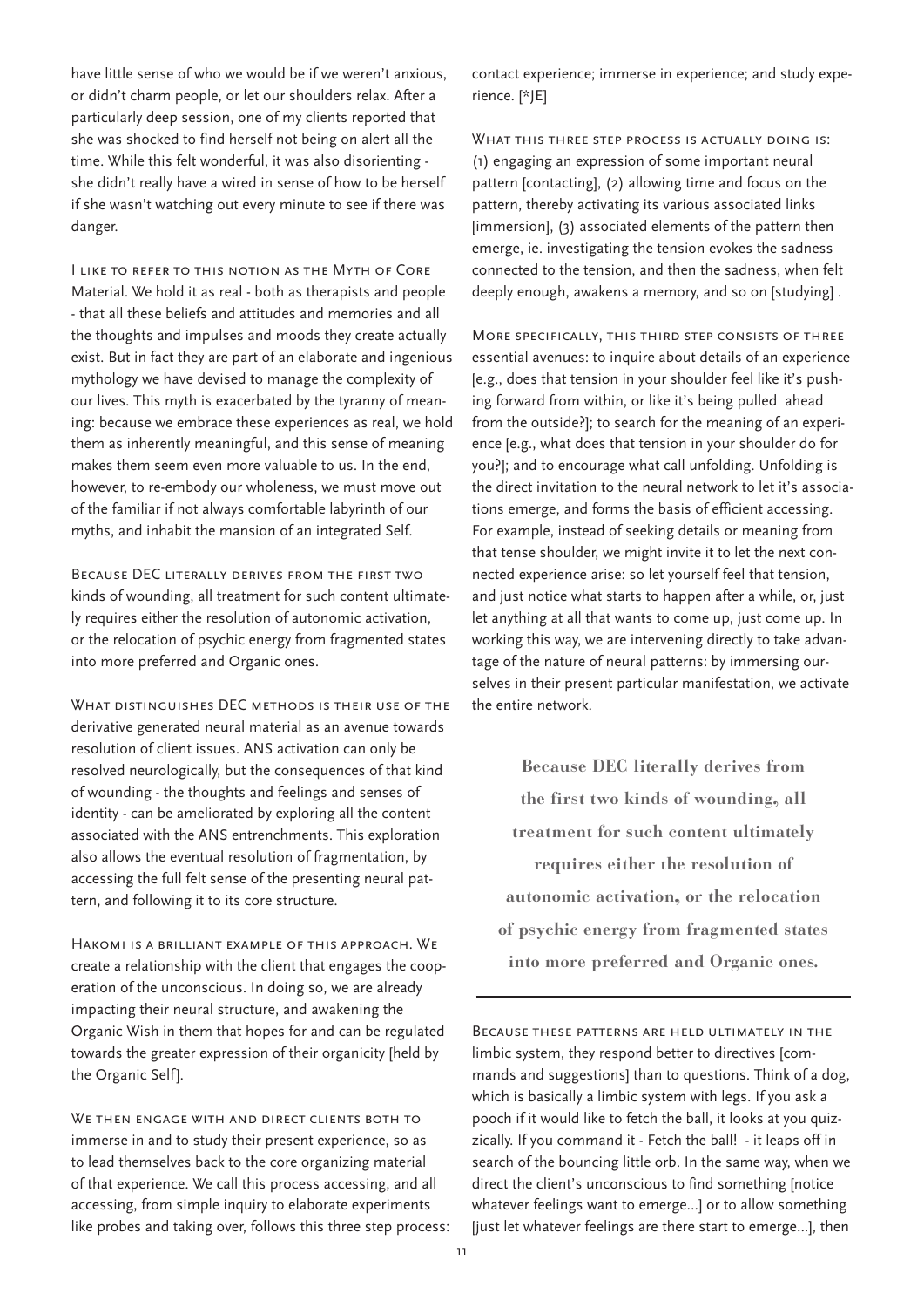have little sense of who we would be if we weren't anxious, or didn't charm people, or let our shoulders relax. After a particularly deep session, one of my clients reported that she was shocked to find herself not being on alert all the time. While this felt wonderful, it was also disorienting - she didn't really have a wired in sense of how to be herself if she wasn't watching out every minute to see if there was danger.

I like to refer to this notion as the Myth of Core Material. We hold it as real - both as therapists and people - that all these beliefs and attitudes and memories and all the thoughts and impulses and moods they create actually exist. But in fact they are part of an elaborate and ingenious mythology we have devised to manage the complexity of our lives. This myth is exacerbated by the tyranny of meaning: because we embrace these experiences as real, we hold them as inherently meaningful, and this sense of meaning makes them seem even more valuable to us. In the end, however, to re-embody our wholeness, we must move out of the familiar if not always comfortable labyrinth of our myths, and inhabit the mansion of an integrated Self.

Because DEC literally derives from the first two kinds of wounding, all treatment for such content ultimately requires either the resolution of autonomic activation, or the relocation of psychic energy from fragmented states into more preferred and Organic ones.

What distinguishes DEC methods is their use of the derivative generated neural material as an avenue towards resolution of client issues. ANS activation can only be resolved neurologically, but the consequences of that kind of wounding - the thoughts and feelings and senses of identity - can be ameliorated by exploring all the content associated with the ANS entrenchments. This exploration also allows the eventual resolution of fragmentation, by accessing the full felt sense of the presenting neural pattern, and following it to its core structure.

Hakomi is a brilliant example of this approach. We create a relationship with the client that engages the cooperation of the unconscious. In doing so, we are already impacting their neural structure, and awakening the Organic Wish in them that hopes for and can be regulated towards the greater expression of their organicity [held by the Organic Self].

We then engage with and direct clients both to immerse in and to study their present experience, so as to lead themselves back to the core organizing material of that experience. We call this process accessing, and all accessing, from simple inquiry to elaborate experiments like probes and taking over, follows this three step process: contact experience; immerse in experience; and study experience. [*JE]

What this three step process is actually doing is: (1) engaging an expression of some important neural pattern [contacting], (2) allowing time and focus on the pattern, thereby activating its various associated links [immersion], (3) associated elements of the pattern then emerge, ie. investigating the tension evokes the sadness connected to the tension, and then the sadness, when felt deeply enough, awakens a memory, and so on [studying] .

More specifically, this third step consists of three essential avenues: to inquire about details of an experience [e.g., does that tension in your shoulder feel like it's pushing forward from within, or like it's being pulled ahead from the outside?]; to search for the meaning of an experience [e.g., what does that tension in your shoulder do for you?]; and to encourage what call unfolding. Unfolding is the direct invitation to the neural network to let it's associations emerge, and forms the basis of efficient accessing. For example, instead of seeking details or meaning from that tense shoulder, we might invite it to let the next connected experience arise: so let yourself feel that tension, and just notice what starts to happen after a while, or, just let anything at all that wants to come up, just come up. In working this way, we are intervening directly to take advantage of the nature of neural patterns: by immersing ourselves in their present particular manifestation, we activate the entire network.

> **Because DEC literally derives from the first two kinds of wounding, all treatment for such content ultimately requires either the resolution of autonomic activation, or the relocation of psychic energy from fragmented states into more preferred and Organic ones.**

Because these patterns are held ultimately in the limbic system, they respond better to directives [commands and suggestions] than to questions. Think of a dog, which is basically a limbic system with legs. If you ask a pooch if it would like to fetch the ball, it looks at you quizzically. If you command it - Fetch the ball! - it leaps off in search of the bouncing little orb. In the same way, when we direct the client's unconscious to find something [notice whatever feelings want to emerge...] or to allow something [just let whatever feelings are there start to emerge...], then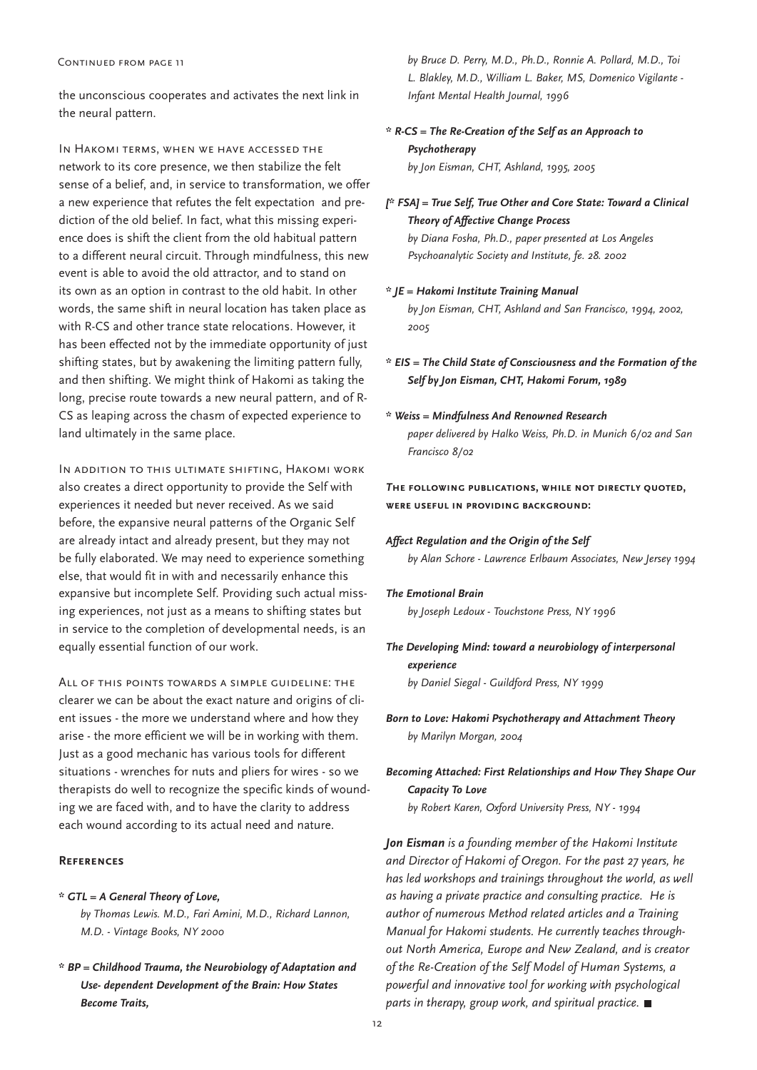Continued from page 11

the unconscious cooperates and activates the next link in the neural pattern.

In Hakomi terms, when we have accessed the network to its core presence, we then stabilize the felt sense of a belief, and, in service to transformation, we offer a new experience that refutes the felt expectation and prediction of the old belief. In fact, what this missing experience does is shift the client from the old habitual pattern to a different neural circuit. Through mindfulness, this new event is able to avoid the old attractor, and to stand on its own as an option in contrast to the old habit. In other words, the same shift in neural location has taken place as with R-CS and other trance state relocations. However, it has been effected not by the immediate opportunity of just shifting states, but by awakening the limiting pattern fully, and then shifting. We might think of Hakomi as taking the long, precise route towards a new neural pattern, and of R-CS as leaping across the chasm of expected experience to land ultimately in the same place.

In addition to this ultimate shifting, Hakomi work also creates a direct opportunity to provide the Self with experiences it needed but never received. As we said before, the expansive neural patterns of the Organic Self are already intact and already present, but they may not be fully elaborated. We may need to experience something else, that would fit in with and necessarily enhance this expansive but incomplete Self. Providing such actual missing experiences, not just as a means to shifting states but in service to the completion of developmental needs, is an equally essential function of our work.

All of this points towards a simple guideline: the clearer we can be about the exact nature and origins of client issues - the more we understand where and how they arise - the more efficient we will be in working with them. Just as a good mechanic has various tools for different situations - wrenches for nuts and pliers for wires - so we therapists do well to recognize the specific kinds of wounding we are faced with, and to have the clarity to address each wound according to its actual need and nature.

## References

*** GTL = A General Theory of Love,**
*by Thomas Lewis. M.D., Fari Amini, M.D., Richard Lannon, M.D. - Vintage Books, NY 2000*

*** BP = Childhood Trauma, the Neurobiology of Adaptation and Use- dependent Development of the Brain: How States Become Traits,**
*by Bruce D. Perry, M.D., Ph.D., Ronnie A. Pollard, M.D., Toi L. Blakley, M.D., William L. Baker, MS, Domenico Vigilante - Infant Mental Health Journal, 1996*

*** R-CS = The Re-Creation of the Self as an Approach to Psychotherapy**
*by Jon Eisman, CHT, Ashland, 1995, 2005*

***[* FSA] = True Self, True Other and Core State: Toward a Clinical Theory of Affective Change Process**
*by Diana Fosha, Ph.D., paper presented at Los Angeles Psychoanalytic Society and Institute, fe. 28. 2002*

*** JE = Hakomi Institute Training Manual**
*by Jon Eisman, CHT, Ashland and San Francisco, 1994, 2002, 2005*

*** EIS = The Child State of Consciousness and the Formation of the Self by Jon Eisman, CHT, Hakomi Forum, 1989**

*** Weiss = Mindfulness And Renowned Research**
*paper delivered by Halko Weiss, Ph.D. in Munich 6/02 and San Francisco 8/02*

**The following publications, while not directly quoted, were useful in providing background:**

***Affect Regulation and the Origin of the Self***
*by Alan Schore - Lawrence Erlbaum Associates, New Jersey 1994*

***The Emotional Brain***
*by Joseph Ledoux - Touchstone Press, NY 1996*

***The Developing Mind: toward a neurobiology of interpersonal experience***
*by Daniel Siegal - Guildford Press, NY 1999*

***Born to Love: Hakomi Psychotherapy and Attachment Theory***
*by Marilyn Morgan, 2004*

***Becoming Attached: First Relationships and How They Shape Our Capacity To Love***
*by Robert Karen, Oxford University Press, NY - 1994*

***Jon Eisman** is a founding member of the Hakomi Institute and Director of Hakomi of Oregon. For the past 27 years, he has led workshops and trainings throughout the world, as well as having a private practice and consulting practice. He is author of numerous Method related articles and a Training Manual for Hakomi students. He currently teaches throughout North America, Europe and New Zealand, and is creator of the Re-Creation of the Self Model of Human Systems, a powerful and innovative tool for working with psychological parts in therapy, group work, and spiritual practice.* ■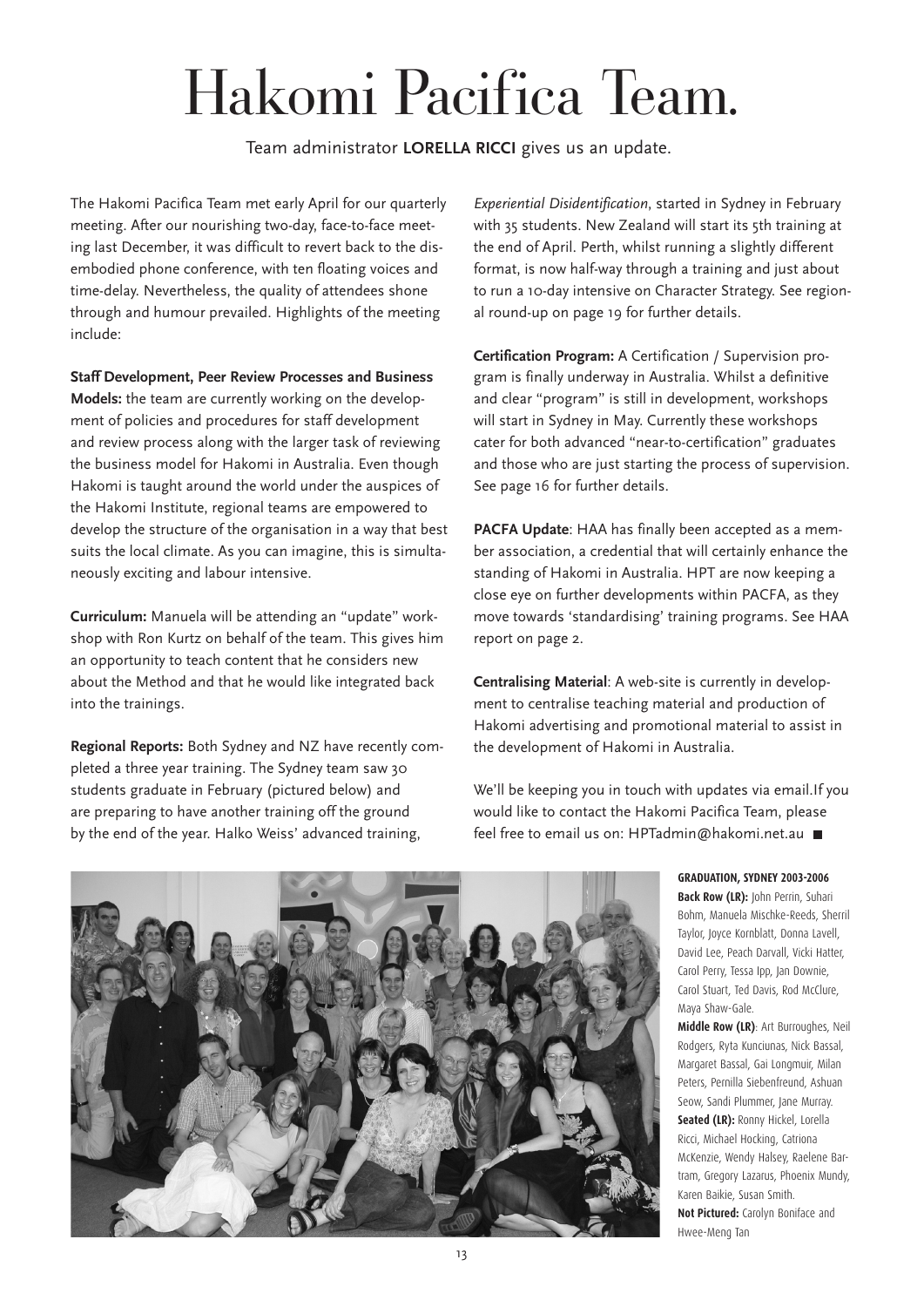# Hakomi Pacifica Team.

Team administrator **LORELLA RICCI** gives us an update.

The Hakomi Pacifica Team met early April for our quarterly meeting. After our nourishing two-day, face-to-face meeting last December, it was difficult to revert back to the disembodied phone conference, with ten floating voices and time-delay. Nevertheless, the quality of attendees shone through and humour prevailed. Highlights of the meeting include:

**Staff Development, Peer Review Processes and Business Models:** the team are currently working on the development of policies and procedures for staff development and review process along with the larger task of reviewing the business model for Hakomi in Australia. Even though Hakomi is taught around the world under the auspices of the Hakomi Institute, regional teams are empowered to develop the structure of the organisation in a way that best suits the local climate. As you can imagine, this is simultaneously exciting and labour intensive.

**Curriculum:** Manuela will be attending an "update" workshop with Ron Kurtz on behalf of the team. This gives him an opportunity to teach content that he considers new about the Method and that he would like integrated back into the trainings.

**Regional Reports:** Both Sydney and NZ have recently completed a three year training. The Sydney team saw 30 students graduate in February (pictured below) and are preparing to have another training off the ground by the end of the year. Halko Weiss' advanced training, *Experiential Disidentification*, started in Sydney in February with 35 students. New Zealand will start its 5th training at the end of April. Perth, whilst running a slightly different format, is now half-way through a training and just about to run a 10-day intensive on Character Strategy. See regional round-up on page 19 for further details.

**Certification Program:** A Certification / Supervision program is finally underway in Australia. Whilst a definitive and clear "program" is still in development, workshops will start in Sydney in May. Currently these workshops cater for both advanced "near-to-certification" graduates and those who are just starting the process of supervision. See page 16 for further details.

**PACFA Update**: HAA has finally been accepted as a member association, a credential that will certainly enhance the standing of Hakomi in Australia. HPT are now keeping a close eye on further developments within PACFA, as they move towards 'standardising' training programs. See HAA report on page 2.

**Centralising Material**: A web-site is currently in development to centralise teaching material and production of Hakomi advertising and promotional material to assist in the development of Hakomi in Australia.

We'll be keeping you in touch with updates via email.If you would like to contact the Hakomi Pacifica Team, please feel free to email us on: HPTadmin@hakomi.net.au

**GRADUATION, SYDNEY 2003-2006**

**Back Row (LR):** John Perrin, Suhari Bohm, Manuela Mischke-Reeds, Sherril Taylor, Joyce Kornblatt, Donna Lavell, David Lee, Peach Darvall, Vicki Hatter, Carol Perry, Tessa Ipp, Jan Downie, Carol Stuart, Ted Davis, Rod McClure, Maya Shaw-Gale.

**Middle Row (LR)**: Art Burroughes, Neil Rodgers, Ryta Kunciunas, Nick Bassal, Margaret Bassal, Gai Longmuir, Milan Peters, Pernilla Siebenfreund, Ashuan Seow, Sandi Plummer, Jane Murray.

**Seated (LR):** Ronny Hickel, Lorella Ricci, Michael Hocking, Catriona McKenzie, Wendy Halsey, Raelene Bartram, Gregory Lazarus, Phoenix Mundy, Karen Baikie, Susan Smith.

**Not Pictured:** Carolyn Boniface and Hwee-Meng Tan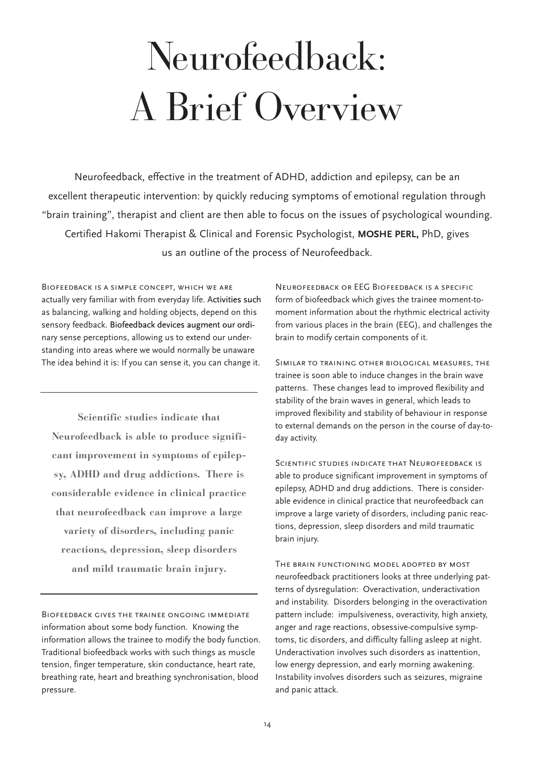# Neurofeedback: A Brief Overview

Neurofeedback, effective in the treatment of ADHD, addiction and epilepsy, can be an excellent therapeutic intervention: by quickly reducing symptoms of emotional regulation through "brain training", therapist and client are then able to focus on the issues of psychological wounding. Certified Hakomi Therapist & Clinical and Forensic Psychologist, **MOSHE PERL,** PhD, gives us an outline of the process of Neurofeedback.

Biofeedback is a simple concept, which we are actually very familiar with from everyday life. Activities such as balancing, walking and holding objects, depend on this sensory feedback. Biofeedback devices augment our ordinary sense perceptions, allowing us to extend our understanding into areas where we would normally be unaware The idea behind it is: If you can sense it, you can change it.

---

**Scientific studies indicate that Neurofeedback is able to produce significant improvement in symptoms of epilepsy, ADHD and drug addictions. There is considerable evidence in clinical practice that neurofeedback can improve a large variety of disorders, including panic reactions, depression, sleep disorders and mild traumatic brain injury.**

---

Biofeedback gives the trainee ongoing immediate information about some body function. Knowing the information allows the trainee to modify the body function. Traditional biofeedback works with such things as muscle tension, finger temperature, skin conductance, heart rate, breathing rate, heart and breathing synchronisation, blood pressure.

Neurofeedback or EEG Biofeedback is a specific form of biofeedback which gives the trainee moment-to-moment information about the rhythmic electrical activity from various places in the brain (EEG), and challenges the brain to modify certain components of it.

Similar to training other biological measures, the trainee is soon able to induce changes in the brain wave patterns. These changes lead to improved flexibility and stability of the brain waves in general, which leads to improved flexibility and stability of behaviour in response to external demands on the person in the course of day-to-day activity.

Scientific studies indicate that Neurofeedback is able to produce significant improvement in symptoms of epilepsy, ADHD and drug addictions. There is considerable evidence in clinical practice that neurofeedback can improve a large variety of disorders, including panic reactions, depression, sleep disorders and mild traumatic brain injury.

The brain functioning model adopted by most neurofeedback practitioners looks at three underlying patterns of dysregulation: Overactivation, underactivation and instability. Disorders belonging in the overactivation pattern include: impulsiveness, overactivity, high anxiety, anger and rage reactions, obsessive-compulsive symptoms, tic disorders, and difficulty falling asleep at night. Underactivation involves such disorders as inattention, low energy depression, and early morning awakening. Instability involves disorders such as seizures, migraine and panic attack.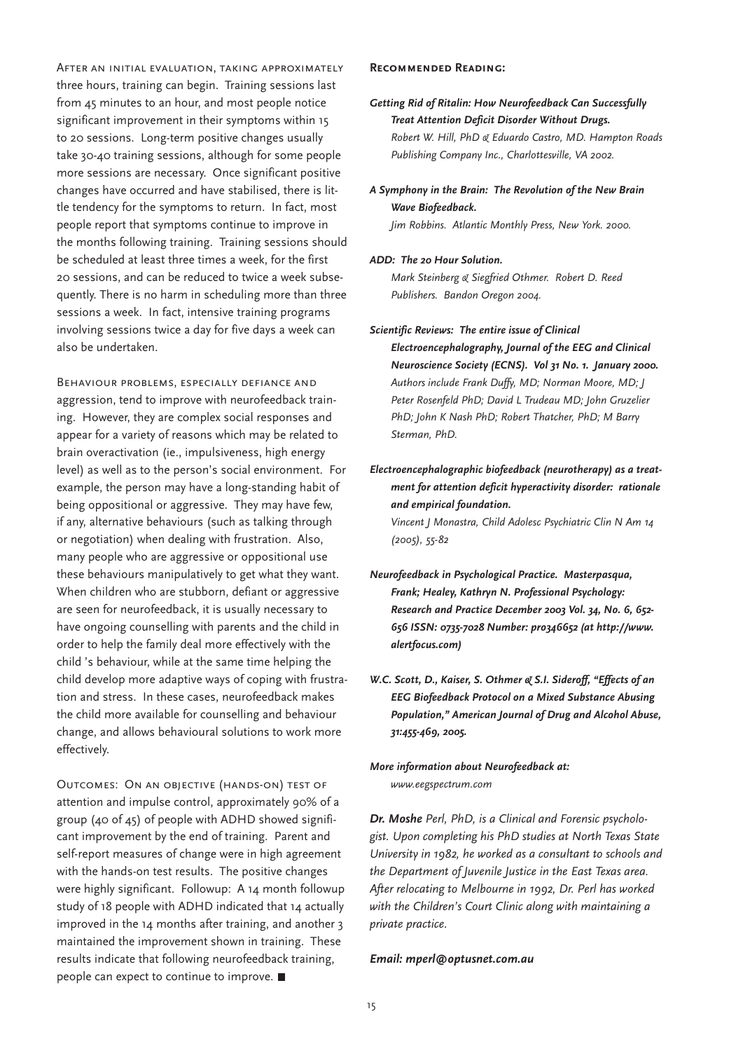After an initial evaluation, taking approximately three hours, training can begin. Training sessions last from 45 minutes to an hour, and most people notice significant improvement in their symptoms within 15 to 20 sessions. Long-term positive changes usually take 30-40 training sessions, although for some people more sessions are necessary. Once significant positive changes have occurred and have stabilised, there is little tendency for the symptoms to return. In fact, most people report that symptoms continue to improve in the months following training. Training sessions should be scheduled at least three times a week, for the first 20 sessions, and can be reduced to twice a week subsequently. There is no harm in scheduling more than three sessions a week. In fact, intensive training programs involving sessions twice a day for five days a week can also be undertaken.

Behaviour problems, especially defiance and aggression, tend to improve with neurofeedback training. However, they are complex social responses and appear for a variety of reasons which may be related to brain overactivation (ie., impulsiveness, high energy level) as well as to the person's social environment. For example, the person may have a long-standing habit of being oppositional or aggressive. They may have few, if any, alternative behaviours (such as talking through or negotiation) when dealing with frustration. Also, many people who are aggressive or oppositional use these behaviours manipulatively to get what they want. When children who are stubborn, defiant or aggressive are seen for neurofeedback, it is usually necessary to have ongoing counselling with parents and the child in order to help the family deal more effectively with the child 's behaviour, while at the same time helping the child develop more adaptive ways of coping with frustration and stress. In these cases, neurofeedback makes the child more available for counselling and behaviour change, and allows behavioural solutions to work more effectively.

Outcomes: On an objective (hands-on) test of attention and impulse control, approximately 90% of a group (40 of 45) of people with ADHD showed significant improvement by the end of training. Parent and self-report measures of change were in high agreement with the hands-on test results. The positive changes were highly significant. Followup: A 14 month followup study of 18 people with ADHD indicated that 14 actually improved in the 14 months after training, and another 3 maintained the improvement shown in training. These results indicate that following neurofeedback training, people can expect to continue to improve. ■

## Recommended Reading:

***Getting Rid of Ritalin: How Neurofeedback Can Successfully Treat Attention Deficit Disorder Without Drugs.***
*Robert W. Hill, PhD & Eduardo Castro, MD. Hampton Roads Publishing Company Inc., Charlottesville, VA 2002.*

***A Symphony in the Brain: The Revolution of the New Brain Wave Biofeedback.***
*Jim Robbins. Atlantic Monthly Press, New York. 2000.*

***ADD: The 20 Hour Solution.***
*Mark Steinberg & Siegfried Othmer. Robert D. Reed Publishers. Bandon Oregon 2004.*

***Scientific Reviews: The entire issue of Clinical Electroencephalography, Journal of the EEG and Clinical Neuroscience Society (ECNS). Vol 31 No. 1. January 2000.***
*Authors include Frank Duffy, MD; Norman Moore, MD; J Peter Rosenfeld PhD; David L Trudeau MD; John Gruzelier PhD; John K Nash PhD; Robert Thatcher, PhD; M Barry Sterman, PhD.*

***Electroencephalographic biofeedback (neurotherapy) as a treatment for attention deficit hyperactivity disorder: rationale and empirical foundation.***
*Vincent J Monastra, Child Adolesc Psychiatric Clin N Am 14 (2005), 55-82*

***Neurofeedback in Psychological Practice. Masterpasqua, Frank; Healey, Kathryn N. Professional Psychology: Research and Practice December 2003 Vol. 34, No. 6, 652-656 ISSN: 0735-7028 Number: pro346652 (at http://www.alertfocus.com)***

***W.C. Scott, D., Kaiser, S. Othmer & S.I. Sideroff, "Effects of an EEG Biofeedback Protocol on a Mixed Substance Abusing Population," American Journal of Drug and Alcohol Abuse, 31:455-469, 2005.***

***More information about Neurofeedback at:***
*www.eegspectrum.com*

***Dr. Moshe*** *Perl, PhD, is a Clinical and Forensic psychologist. Upon completing his PhD studies at North Texas State University in 1982, he worked as a consultant to schools and the Department of Juvenile Justice in the East Texas area. After relocating to Melbourne in 1992, Dr. Perl has worked with the Children's Court Clinic along with maintaining a private practice.*

***Email: mperl@optusnet.com.au***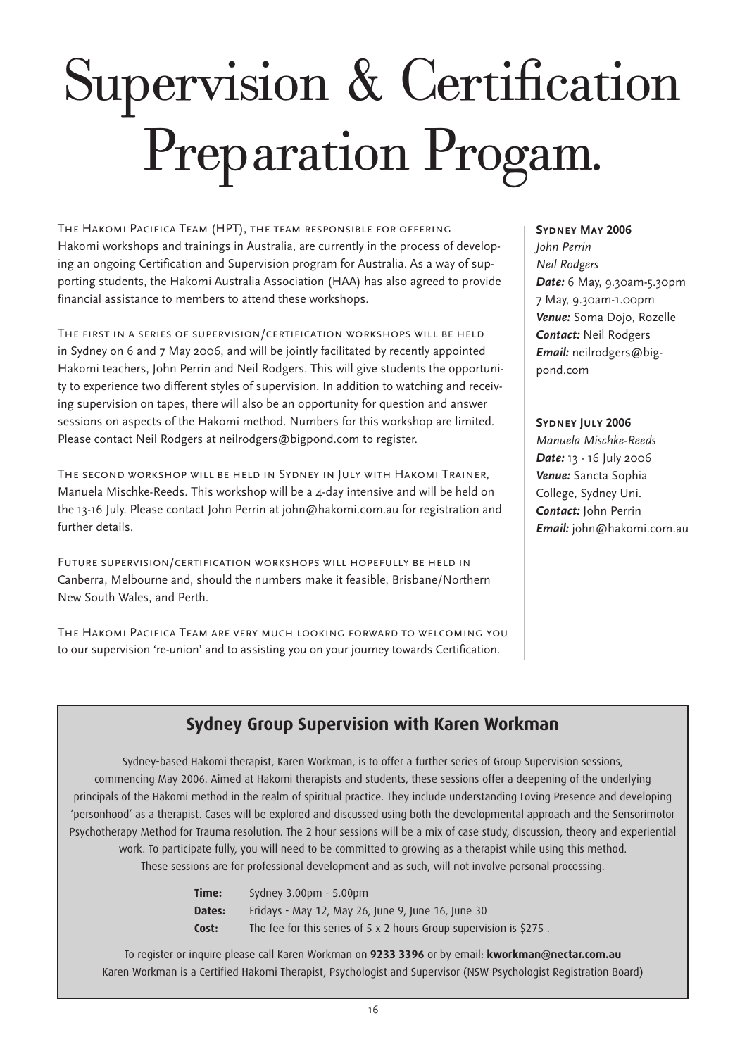# Supervision & Certification Preparation Progam.

The Hakomi Pacifica Team (HPT), the team responsible for offering Hakomi workshops and trainings in Australia, are currently in the process of developing an ongoing Certification and Supervision program for Australia. As a way of supporting students, the Hakomi Australia Association (HAA) has also agreed to provide financial assistance to members to attend these workshops.

The first in a series of supervision/certification workshops will be held in Sydney on 6 and 7 May 2006, and will be jointly facilitated by recently appointed Hakomi teachers, John Perrin and Neil Rodgers. This will give students the opportunity to experience two different styles of supervision. In addition to watching and receiving supervision on tapes, there will also be an opportunity for question and answer sessions on aspects of the Hakomi method. Numbers for this workshop are limited. Please contact Neil Rodgers at neilrodgers@bigpond.com to register.

The second workshop will be held in Sydney in July with Hakomi Trainer, Manuela Mischke-Reeds. This workshop will be a 4-day intensive and will be held on the 13-16 July. Please contact John Perrin at john@hakomi.com.au for registration and further details.

Future supervision/certification workshops will hopefully be held in Canberra, Melbourne and, should the numbers make it feasible, Brisbane/Northern New South Wales, and Perth.

The Hakomi Pacifica Team are very much looking forward to welcoming you to our supervision 're-union' and to assisting you on your journey towards Certification.

**Sydney May 2006**
*John Perrin*
*Neil Rodgers*
***Date:*** 6 May, 9.30am-5.30pm
7 May, 9.30am-1.00pm
***Venue:*** Soma Dojo, Rozelle
***Contact:*** Neil Rodgers
***Email:*** neilrodgers@bigpond.com

**Sydney July 2006**
*Manuela Mischke-Reeds*
***Date:*** 13 - 16 July 2006
***Venue:*** Sancta Sophia College, Sydney Uni.
***Contact:*** John Perrin
***Email:*** john@hakomi.com.au

## Sydney Group Supervision with Karen Workman

Sydney-based Hakomi therapist, Karen Workman, is to offer a further series of Group Supervision sessions, commencing May 2006. Aimed at Hakomi therapists and students, these sessions offer a deepening of the underlying principals of the Hakomi method in the realm of spiritual practice. They include understanding Loving Presence and developing 'personhood' as a therapist. Cases will be explored and discussed using both the developmental approach and the Sensorimotor Psychotherapy Method for Trauma resolution. The 2 hour sessions will be a mix of case study, discussion, theory and experiential work. To participate fully, you will need to be committed to growing as a therapist while using this method. These sessions are for professional development and as such, will not involve personal processing.

**Time:** Sydney 3.00pm - 5.00pm
**Dates:** Fridays - May 12, May 26, June 9, June 16, June 30
**Cost:** The fee for this series of 5 x 2 hours Group supervision is $275 .

To register or inquire please call Karen Workman on **9233 3396** or by email: **kworkman@nectar.com.au**
Karen Workman is a Certified Hakomi Therapist, Psychologist and Supervisor (NSW Psychologist Registration Board)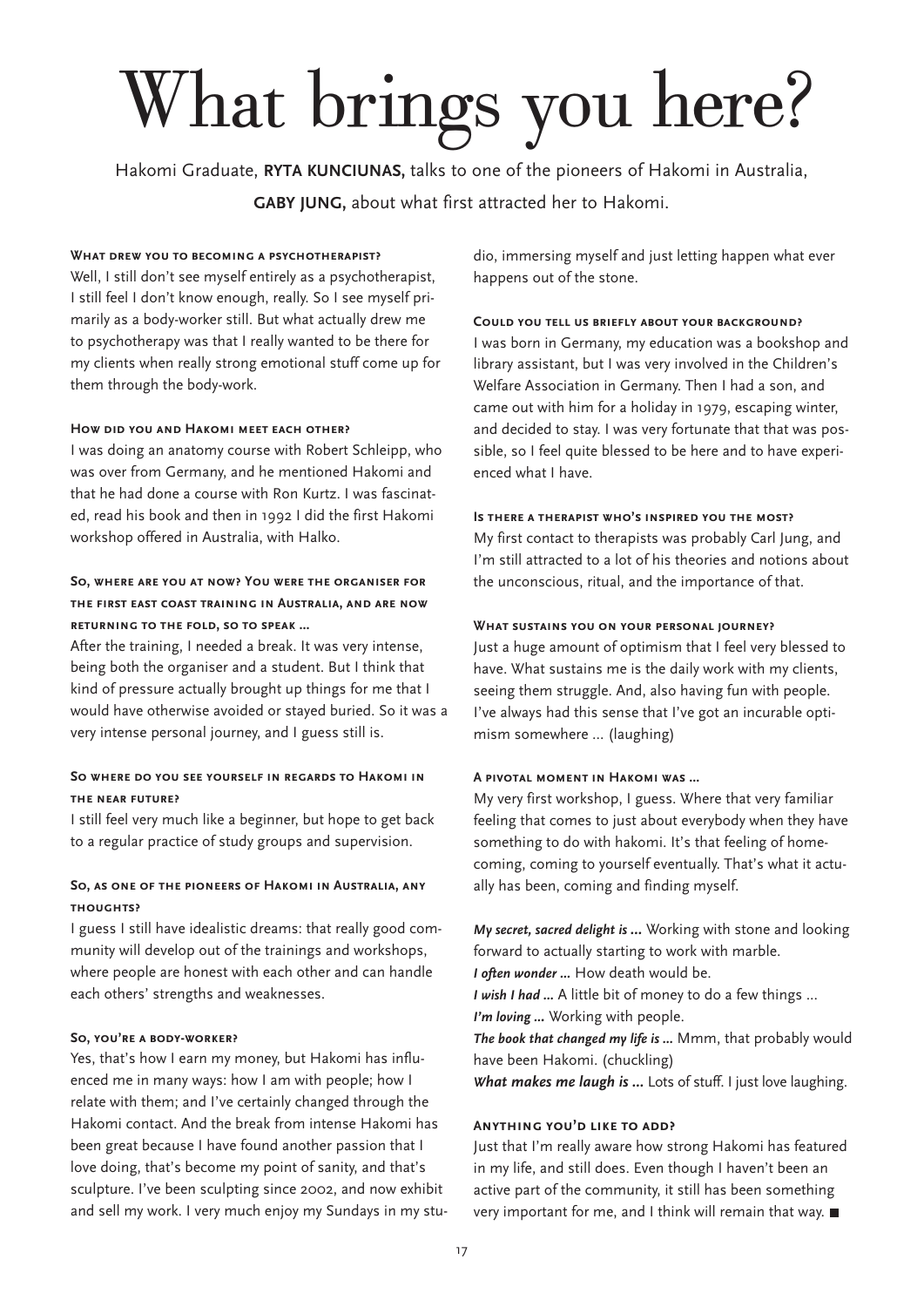# What brings you here?

Hakomi Graduate, **RYTA KUNCIUNAS,** talks to one of the pioneers of Hakomi in Australia, **GABY JUNG,** about what first attracted her to Hakomi.

**What drew you to becoming a psychotherapist?**

Well, I still don't see myself entirely as a psychotherapist, I still feel I don't know enough, really. So I see myself primarily as a body-worker still. But what actually drew me to psychotherapy was that I really wanted to be there for my clients when really strong emotional stuff come up for them through the body-work.

**How did you and Hakomi meet each other?**

I was doing an anatomy course with Robert Schleipp, who was over from Germany, and he mentioned Hakomi and that he had done a course with Ron Kurtz. I was fascinated, read his book and then in 1992 I did the first Hakomi workshop offered in Australia, with Halko.

**So, where are you at now? You were the organiser for the first east coast training in Australia, and are now returning to the fold, so to speak ...**

After the training, I needed a break. It was very intense, being both the organiser and a student. But I think that kind of pressure actually brought up things for me that I would have otherwise avoided or stayed buried. So it was a very intense personal journey, and I guess still is.

**So where do you see yourself in regards to Hakomi in the near future?**

I still feel very much like a beginner, but hope to get back to a regular practice of study groups and supervision.

**So, as one of the pioneers of Hakomi in Australia, any thoughts?**

I guess I still have idealistic dreams: that really good community will develop out of the trainings and workshops, where people are honest with each other and can handle each others' strengths and weaknesses.

**So, you're a body-worker?**

Yes, that's how I earn my money, but Hakomi has influenced me in many ways: how I am with people; how I relate with them; and I've certainly changed through the Hakomi contact. And the break from intense Hakomi has been great because I have found another passion that I love doing, that's become my point of sanity, and that's sculpture. I've been sculpting since 2002, and now exhibit and sell my work. I very much enjoy my Sundays in my studio, immersing myself and just letting happen what ever happens out of the stone.

**Could you tell us briefly about your background?**

I was born in Germany, my education was a bookshop and library assistant, but I was very involved in the Children's Welfare Association in Germany. Then I had a son, and came out with him for a holiday in 1979, escaping winter, and decided to stay. I was very fortunate that that was possible, so I feel quite blessed to be here and to have experienced what I have.

**Is there a therapist who's inspired you the most?**

My first contact to therapists was probably Carl Jung, and I'm still attracted to a lot of his theories and notions about the unconscious, ritual, and the importance of that.

**What sustains you on your personal journey?**

Just a huge amount of optimism that I feel very blessed to have. What sustains me is the daily work with my clients, seeing them struggle. And, also having fun with people. I've always had this sense that I've got an incurable optimism somewhere ... (laughing)

**A pivotal moment in Hakomi was ...**

My very first workshop, I guess. Where that very familiar feeling that comes to just about everybody when they have something to do with hakomi. It's that feeling of homecoming, coming to yourself eventually. That's what it actually has been, coming and finding myself.

***My secret, sacred delight is ...*** Working with stone and looking forward to actually starting to work with marble.
***I often wonder ...*** How death would be.
***I wish I had ...*** A little bit of money to do a few things ...
***I'm loving ...*** Working with people.
***The book that changed my life is ...*** Mmm, that probably would have been Hakomi. (chuckling)
***What makes me laugh is ...*** Lots of stuff. I just love laughing.

**Anything you'd like to add?**

Just that I'm really aware how strong Hakomi has featured in my life, and still does. Even though I haven't been an active part of the community, it still has been something very important for me, and I think will remain that way. ■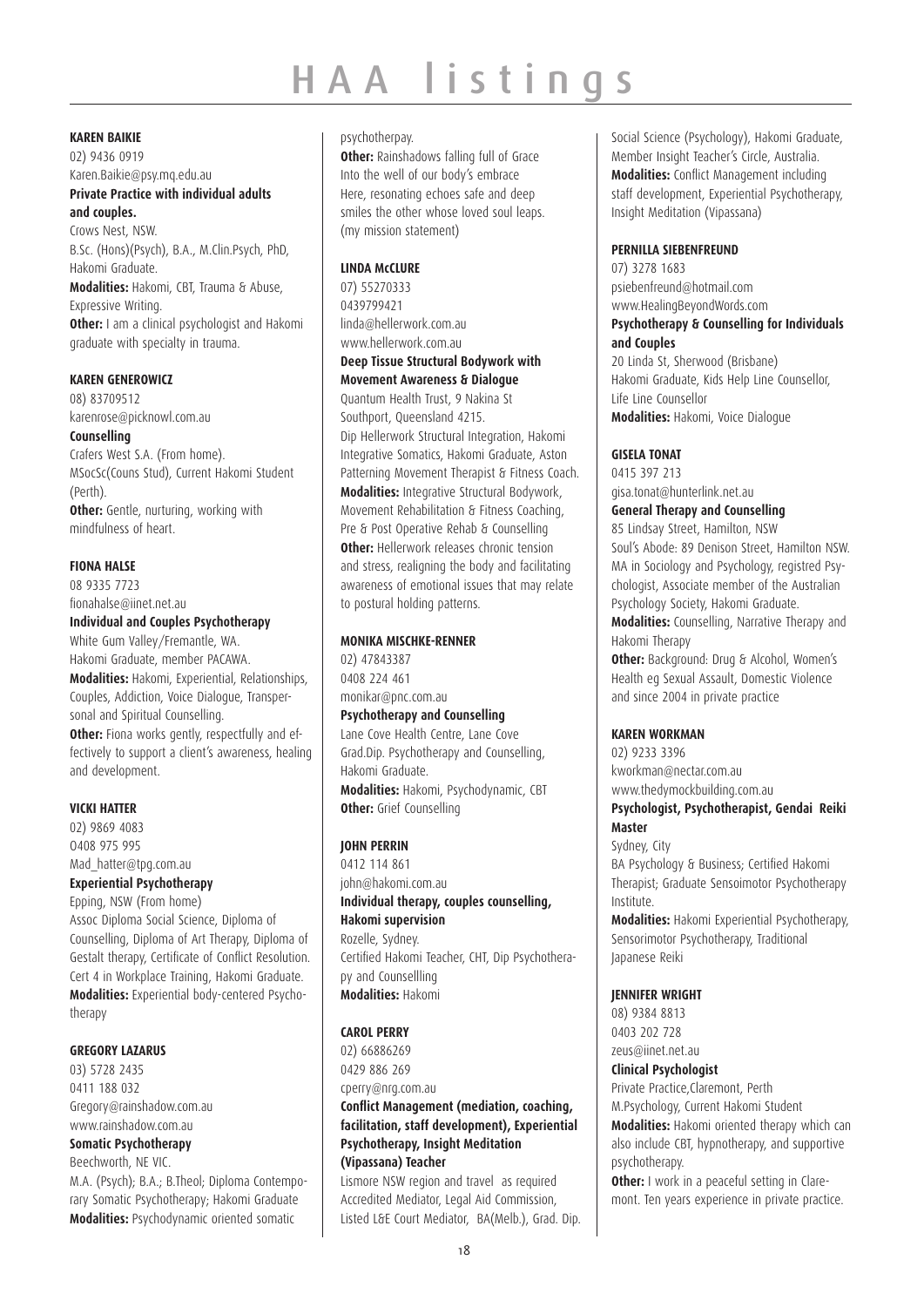# HAA listings

**KAREN BAIKIE**

02) 9436 0919
Karen.Baikie@psy.mq.edu.au

**Private Practice with individual adults and couples.**

Crows Nest, NSW.
B.Sc. (Hons)(Psych), B.A., M.Clin.Psych, PhD, Hakomi Graduate.

**Modalities:** Hakomi, CBT, Trauma & Abuse, Expressive Writing.

**Other:** I am a clinical psychologist and Hakomi graduate with specialty in trauma.

**KAREN GENEROWICZ**

08) 83709512
karenrose@picknowl.com.au

**Counselling**

Crafers West S.A. (From home).
MSocSc(Couns Stud), Current Hakomi Student (Perth).

**Other:** Gentle, nurturing, working with mindfulness of heart.

**FIONA HALSE**

08 9335 7723
fionahalse@iinet.net.au

**Individual and Couples Psychotherapy**

White Gum Valley/Fremantle, WA.
Hakomi Graduate, member PACAWA.

**Modalities:** Hakomi, Experiential, Relationships, Couples, Addiction, Voice Dialogue, Transpersonal and Spiritual Counselling.

**Other:** Fiona works gently, respectfully and effectively to support a client's awareness, healing and development.

**VICKI HATTER**

02) 9869 4083
0408 975 995
Mad_hatter@tpg.com.au

**Experiential Psychotherapy**

Epping, NSW (From home)
Assoc Diploma Social Science, Diploma of Counselling, Diploma of Art Therapy, Diploma of Gestalt therapy, Certificate of Conflict Resolution. Cert 4 in Workplace Training, Hakomi Graduate.

**Modalities:** Experiential body-centered Psychotherapy

**GREGORY LAZARUS**

03) 5728 2435
0411 188 032
Gregory@rainshadow.com.au
www.rainshadow.com.au

**Somatic Psychotherapy**

Beechworth, NE VIC.
M.A. (Psych); B.A.; B.Theol; Diploma Contemporary Somatic Psychotherapy; Hakomi Graduate

**Modalities:** Psychodynamic oriented somatic psychotherpay.

**Other:** Rainshadows falling full of Grace
Into the well of our body's embrace
Here, resonating echoes safe and deep
smiles the other whose loved soul leaps.
(my mission statement)

**LINDA McCLURE**

07) 55270333
0439799421
linda@hellerwork.com.au
www.hellerwork.com.au

**Deep Tissue Structural Bodywork with Movement Awareness & Dialogue**

Quantum Health Trust, 9 Nakina St
Southport, Queensland 4215.
Dip Hellerwork Structural Integration, Hakomi Integrative Somatics, Hakomi Graduate, Aston Patterning Movement Therapist & Fitness Coach.

**Modalities:** Integrative Structural Bodywork, Movement Rehabilitation & Fitness Coaching, Pre & Post Operative Rehab & Counselling

**Other:** Hellerwork releases chronic tension and stress, realigning the body and facilitating awareness of emotional issues that may relate to postural holding patterns.

**MONIKA MISCHKE-RENNER**

02) 47843387
0408 224 461
monikar@pnc.com.au

**Psychotherapy and Counselling**

Lane Cove Health Centre, Lane Cove
Grad.Dip. Psychotherapy and Counselling, Hakomi Graduate.

**Modalities:** Hakomi, Psychodynamic, CBT

**Other:** Grief Counselling

**JOHN PERRIN**

0412 114 861
john@hakomi.com.au

**Individual therapy, couples counselling, Hakomi supervision**

Rozelle, Sydney.
Certified Hakomi Teacher, CHT, Dip Psychotherapy and Counsellling

**Modalities:** Hakomi

**CAROL PERRY**

02) 66886269
0429 886 269
cperry@nrg.com.au

**Conflict Management (mediation, coaching, facilitation, staff development), Experiential Psychotherapy, Insight Meditation (Vipassana) Teacher**

Lismore NSW region and travel as required
Accredited Mediator, Legal Aid Commission, Listed L&E Court Mediator, BA(Melb.), Grad. Dip. Social Science (Psychology), Hakomi Graduate, Member Insight Teacher's Circle, Australia.

**Modalities:** Conflict Management including staff development, Experiential Psychotherapy, Insight Meditation (Vipassana)

**PERNILLA SIEBENFREUND**

07) 3278 1683
psiebenfreund@hotmail.com
www.HealingBeyondWords.com

**Psychotherapy & Counselling for Individuals and Couples**

20 Linda St, Sherwood (Brisbane)
Hakomi Graduate, Kids Help Line Counsellor, Life Line Counsellor

**Modalities:** Hakomi, Voice Dialogue

**GISELA TONAT**

0415 397 213
gisa.tonat@hunterlink.net.au

**General Therapy and Counselling**

85 Lindsay Street, Hamilton, NSW
Soul's Abode: 89 Denison Street, Hamilton NSW.
MA in Sociology and Psychology, registred Psychologist, Associate member of the Australian Psychology Society, Hakomi Graduate.

**Modalities:** Counselling, Narrative Therapy and Hakomi Therapy

**Other:** Background: Drug & Alcohol, Women's Health eg Sexual Assault, Domestic Violence and since 2004 in private practice

**KAREN WORKMAN**

02) 9233 3396
kworkman@nectar.com.au
www.thedymockbuilding.com.au

**Psychologist, Psychotherapist, Gendai Reiki Master**

Sydney, City
BA Psychology & Business; Certified Hakomi Therapist; Graduate Sensoimotor Psychotherapy Institute.

**Modalities:** Hakomi Experiential Psychotherapy, Sensorimotor Psychotherapy, Traditional Japanese Reiki

**JENNIFER WRIGHT**

08) 9384 8813
0403 202 728
zeus@iinet.net.au

**Clinical Psychologist**

Private Practice,Claremont, Perth
M.Psychology, Current Hakomi Student

**Modalities:** Hakomi oriented therapy which can also include CBT, hypnotherapy, and supportive psychotherapy.

**Other:** I work in a peaceful setting in Claremont. Ten years experience in private practice.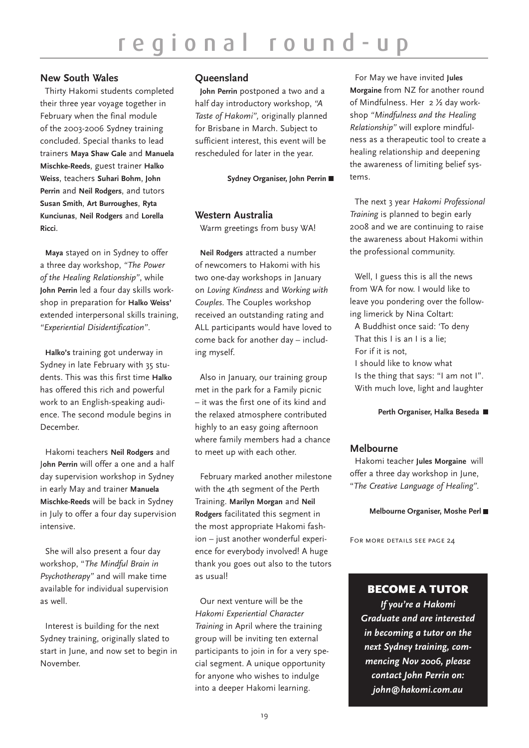# regional round-up

## New South Wales

Thirty Hakomi students completed their three year voyage together in February when the final module of the 2003-2006 Sydney training concluded. Special thanks to lead trainers **Maya Shaw Gale** and **Manuela Mischke-Reeds**, guest trainer **Halko Weiss**, teachers **Suhari Bohm**, **John Perrin** and **Neil Rodgers**, and tutors **Susan Smith**, **Art Burroughes**, **Ryta Kunciunas**, **Neil Rodgers** and **Lorella Ricci**.

**Maya** stayed on in Sydney to offer a three day workshop, *"The Power of the Healing Relationship"*, while **John Perrin** led a four day skills workshop in preparation for **Halko Weiss'** extended interpersonal skills training, *"Experiential Disidentification"*.

**Halko's** training got underway in Sydney in late February with 35 students. This was this first time **Halko** has offered this rich and powerful work to an English-speaking audience. The second module begins in December.

Hakomi teachers **Neil Rodgers** and **John Perrin** will offer a one and a half day supervision workshop in Sydney in early May and trainer **Manuela Mischke-Reeds** will be back in Sydney in July to offer a four day supervision intensive.

She will also present a four day workshop, "*The Mindful Brain in Psychotherapy"* and will make time available for individual supervision as well.

Interest is building for the next Sydney training, originally slated to start in June, and now set to begin in November.

## Queensland

**John Perrin** postponed a two and a half day introductory workshop, *"A Taste of Hakomi",* originally planned for Brisbane in March. Subject to sufficient interest, this event will be rescheduled for later in the year.

**Sydney Organiser, John Perrin**

## Western Australia

Warm greetings from busy WA!

**Neil Rodgers** attracted a number of newcomers to Hakomi with his two one-day workshops in January on *Loving Kindness* and *Working with Couples*. The Couples workshop received an outstanding rating and ALL participants would have loved to come back for another day – including myself.

Also in January, our training group met in the park for a Family picnic – it was the first one of its kind and the relaxed atmosphere contributed highly to an easy going afternoon where family members had a chance to meet up with each other.

February marked another milestone with the 4th segment of the Perth Training. **Marilyn Morgan** and **Neil Rodgers** facilitated this segment in the most appropriate Hakomi fashion – just another wonderful experience for everybody involved! A huge thank you goes out also to the tutors as usual!

Our next venture will be the *Hakomi Experiential Character Training* in April where the training group will be inviting ten external participants to join in for a very special segment. A unique opportunity for anyone who wishes to indulge into a deeper Hakomi learning.

For May we have invited **Jules Morgaine** from NZ for another round of Mindfulness. Her 2 ½ day workshop *"Mindfulness and the Healing Relationship"* will explore mindfulness as a therapeutic tool to create a healing relationship and deepening the awareness of limiting belief systems.

The next 3 year *Hakomi Professional Training* is planned to begin early 2008 and we are continuing to raise the awareness about Hakomi within the professional community.

Well, I guess this is all the news from WA for now. I would like to leave you pondering over the following limerick by Nina Coltart:

A Buddhist once said: 'To deny
That this I is an I is a lie;
For if it is not,
I should like to know what
Is the thing that says: "I am not I".

With much love, light and laughter

**Perth Organiser, Halka Beseda**

## Melbourne

Hakomi teacher **Jules Morgaine** will offer a three day workshop in June, "*The Creative Language of Healing"*.

**Melbourne Organiser, Moshe Perl**

For more details see page 24

## BECOME A TUTOR

***If you're a Hakomi Graduate and are interested in becoming a tutor on the next Sydney training, commencing Nov 2006, please contact John Perrin on: john@hakomi.com.au***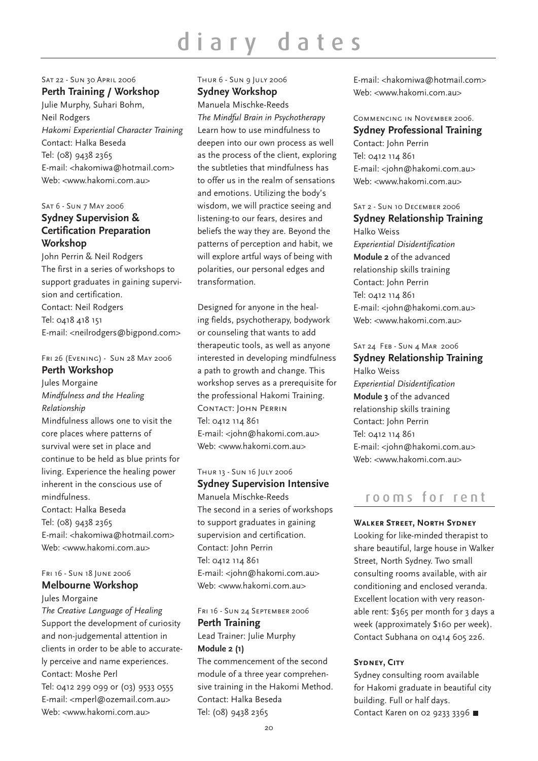# diary dates

SAT 22 - SUN 30 APRIL 2006

### Perth Training / Workshop

Julie Murphy, Suhari Bohm, Neil Rodgers
*Hakomi Experiential Character Training*
Contact: Halka Beseda
Tel: (08) 9438 2365
E-mail: <hakomiwa@hotmail.com>
Web: <www.hakomi.com.au>

SAT 6 - SUN 7 MAY 2006

### Sydney Supervision & Certification Preparation Workshop

John Perrin & Neil Rodgers
The first in a series of workshops to support graduates in gaining supervision and certification.
Contact: Neil Rodgers
Tel: 0418 418 151
E-mail: <neilrodgers@bigpond.com>

FRI 26 (EVENING) - SUN 28 MAY 2006

### Perth Workshop

Jules Morgaine
*Mindfulness and the Healing Relationship*
Mindfulness allows one to visit the core places where patterns of survival were set in place and continue to be held as blue prints for living. Experience the healing power inherent in the conscious use of mindfulness.
Contact: Halka Beseda
Tel: (08) 9438 2365
E-mail: <hakomiwa@hotmail.com>
Web: <www.hakomi.com.au>

FRI 16 - SUN 18 JUNE 2006

### Melbourne Workshop

Jules Morgaine
*The Creative Language of Healing*
Support the development of curiosity and non-judgemental attention in clients in order to be able to accurately perceive and name experiences.
Contact: Moshe Perl
Tel: 0412 299 099 or (03) 9533 0555
E-mail: <mperl@ozemail.com.au>
Web: <www.hakomi.com.au>

THUR 6 - SUN 9 JULY 2006

### Sydney Workshop

Manuela Mischke-Reeds
*The Mindful Brain in Psychotherapy*
Learn how to use mindfulness to deepen into our own process as well as the process of the client, exploring the subtleties that mindfulness has to offer us in the realm of sensations and emotions. Utilizing the body's wisdom, we will practice seeing and listening-to our fears, desires and beliefs the way they are. Beyond the patterns of perception and habit, we will explore artful ways of being with polarities, our personal edges and transformation.

Designed for anyone in the healing fields, psychotherapy, bodywork or counseling that wants to add therapeutic tools, as well as anyone interested in developing mindfulness a path to growth and change. This workshop serves as a prerequisite for the professional Hakomi Training.
CONTACT: JOHN PERRIN
Tel: 0412 114 861
E-mail: <john@hakomi.com.au>
Web: <www.hakomi.com.au>

THUR 13 - SUN 16 JULY 2006

### Sydney Supervision Intensive

Manuela Mischke-Reeds
The second in a series of workshops to support graduates in gaining supervision and certification.
Contact: John Perrin
Tel: 0412 114 861
E-mail: <john@hakomi.com.au>
Web: <www.hakomi.com.au>

FRI 16 - SUN 24 SEPTEMBER 2006

### Perth Training

Lead Trainer: Julie Murphy
**Module 2 (1)**
The commencement of the second module of a three year comprehensive training in the Hakomi Method.
Contact: Halka Beseda
Tel: (08) 9438 2365
E-mail: <hakomiwa@hotmail.com>
Web: <www.hakomi.com.au>

COMMENCING IN NOVEMBER 2006.

### Sydney Professional Training

Contact: John Perrin
Tel: 0412 114 861
E-mail: <john@hakomi.com.au>
Web: <www.hakomi.com.au>

SAT 2 - SUN 10 DECEMBER 2006

### Sydney Relationship Training

Halko Weiss
*Experiential Disidentification*
**Module 2** of the advanced relationship skills training
Contact: John Perrin
Tel: 0412 114 861
E-mail: <john@hakomi.com.au>
Web: <www.hakomi.com.au>

SAT 24 FEB - SUN 4 MAR 2006

### Sydney Relationship Training

Halko Weiss
*Experiential Disidentification*
**Module 3** of the advanced relationship skills training
Contact: John Perrin
Tel: 0412 114 861
E-mail: <john@hakomi.com.au>
Web: <www.hakomi.com.au>

# rooms for rent

**WALKER STREET, NORTH SYDNEY**

Looking for like-minded therapist to share beautiful, large house in Walker Street, North Sydney. Two small consulting rooms available, with air conditioning and enclosed veranda. Excellent location with very reasonable rent: $365 per month for 3 days a week (approximately $160 per week). Contact Subhana on 0414 605 226.

**SYDNEY, CITY**

Sydney consulting room available for Hakomi graduate in beautiful city building. Full or half days.
Contact Karen on 02 9233 3396 ■